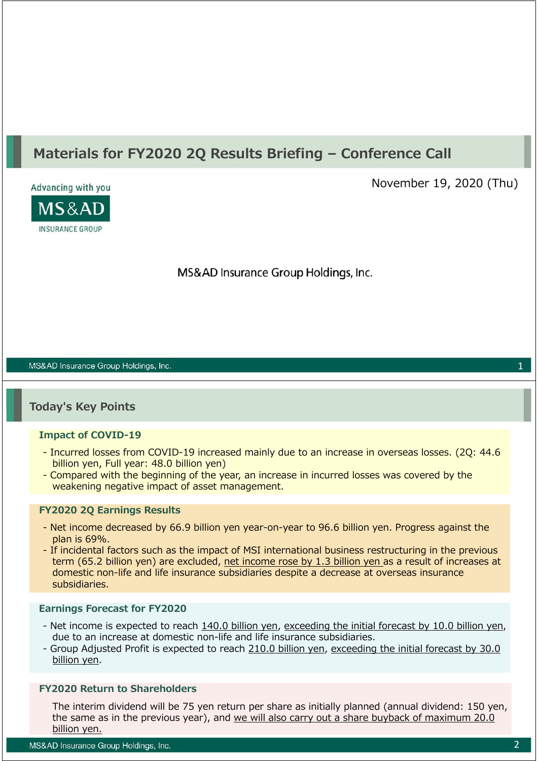# Materials for FY2020 2Q Results Briefing – Conference Call

November 19, 2020 (Thu)

Advancing with you

MS&AD INSURANCE GROUP

MS&AD Insurance Group Holdings, Inc.

## Today's Key Points

### Impact of COVID-19

- Incurred losses from COVID-19 increased mainly due to an increase in overseas losses. (2Q: 44.6 billion yen, Full year: 48.0 billion yen)
- Compared with the beginning of the year, an increase in incurred losses was covered by the weakening negative impact of asset management.

### FY2020 2Q Earnings Results

- Net income decreased by 66.9 billion yen year-on-year to 96.6 billion yen. Progress against the plan is 69%.
- If incidental factors such as the impact of MSI international business restructuring in the previous term (65.2 billion yen) are excluded, net income rose by 1.3 billion yen as a result of increases at domestic non-life and life insurance subsidiaries despite a decrease at overseas insurance subsidiaries.

### Earnings Forecast for FY2020

- Net income is expected to reach 140.0 billion yen, exceeding the initial forecast by 10.0 billion yen, due to an increase at domestic non-life and life insurance subsidiaries.
- Group Adjusted Profit is expected to reach 210.0 billion yen, exceeding the initial forecast by 30.0 billion yen.

### FY2020 Return to Shareholders

The interim dividend will be 75 yen return per share as initially planned (annual dividend: 150 yen, the same as in the previous year), and we will also carry out a share buyback of maximum 20.0 billion yen.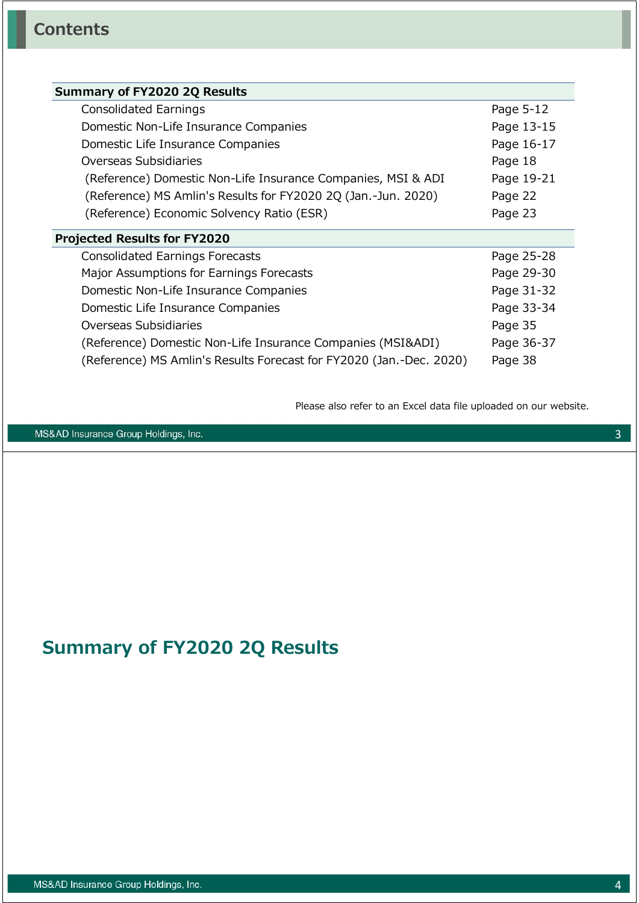## Contents

| Summary of FY2020 2Q Results | |
|---|---|
| Consolidated Earnings | Page 5-12 |
| Domestic Non-Life Insurance Companies | Page 13-15 |
| Domestic Life Insurance Companies | Page 16-17 |
| Overseas Subsidiaries | Page 18 |
| (Reference) Domestic Non-Life Insurance Companies, MSI & ADI | Page 19-21 |
| (Reference) MS Amlin's Results for FY2020 2Q (Jan.-Jun. 2020) | Page 22 |
| (Reference) Economic Solvency Ratio (ESR) | Page 23 |

| Projected Results for FY2020 | |
|---|---|
| Consolidated Earnings Forecasts | Page 25-28 |
| Major Assumptions for Earnings Forecasts | Page 29-30 |
| Domestic Non-Life Insurance Companies | Page 31-32 |
| Domestic Life Insurance Companies | Page 33-34 |
| Overseas Subsidiaries | Page 35 |
| (Reference) Domestic Non-Life Insurance Companies (MSI&ADI) | Page 36-37 |
| (Reference) MS Amlin's Results Forecast for FY2020 (Jan.-Dec. 2020) | Page 38 |

Please also refer to an Excel data file uploaded on our website.

## Summary of FY2020 2Q Results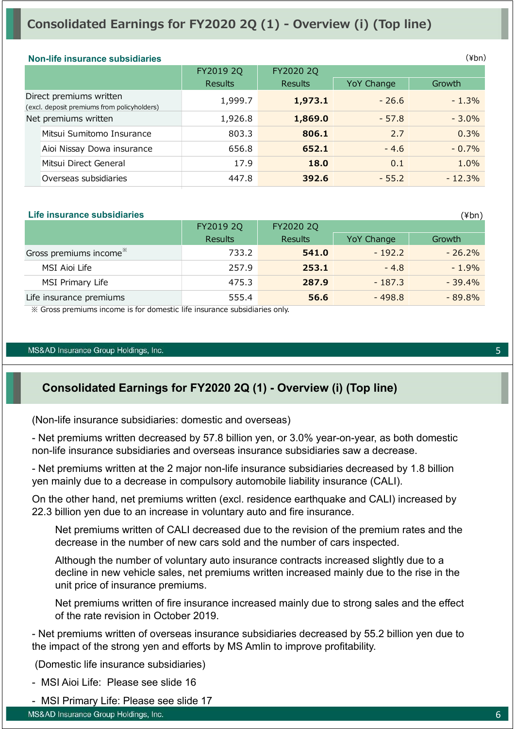## Consolidated Earnings for FY2020 2Q (1) - Overview (i) (Top line)

**Non-life insurance subsidiaries**

(¥bn)

| | FY2019 2Q Results | FY2020 2Q Results | YoY Change | Growth |
|---|---|---|---|---|
| Direct premiums written (excl. deposit premiums from policyholders) | 1,999.7 | **1,973.1** | - 26.6 | - 1.3% |
| Net premiums written | 1,926.8 | **1,869.0** | - 57.8 | - 3.0% |
| Mitsui Sumitomo Insurance | 803.3 | **806.1** | 2.7 | 0.3% |
| Aioi Nissay Dowa insurance | 656.8 | **652.1** | - 4.6 | - 0.7% |
| Mitsui Direct General | 17.9 | **18.0** | 0.1 | 1.0% |
| Overseas subsidiaries | 447.8 | **392.6** | - 55.2 | - 12.3% |

**Life insurance subsidiaries**

(¥bn)

| | FY2019 2Q Results | FY2020 2Q Results | YoY Change | Growth |
|---|---|---|---|---|
| Gross premiums income※ | 733.2 | **541.0** | - 192.2 | - 26.2% |
| MSI Aioi Life | 257.9 | **253.1** | - 4.8 | - 1.9% |
| MSI Primary Life | 475.3 | **287.9** | - 187.3 | - 39.4% |
| Life insurance premiums | 555.4 | **56.6** | - 498.8 | - 89.8% |

※ Gross premiums income is for domestic life insurance subsidiaries only.

## Consolidated Earnings for FY2020 2Q (1) - Overview (i) (Top line)

(Non-life insurance subsidiaries: domestic and overseas)

- Net premiums written decreased by 57.8 billion yen, or 3.0% year-on-year, as both domestic non-life insurance subsidiaries and overseas insurance subsidiaries saw a decrease.

- Net premiums written at the 2 major non-life insurance subsidiaries decreased by 1.8 billion yen mainly due to a decrease in compulsory automobile liability insurance (CALI).

On the other hand, net premiums written (excl. residence earthquake and CALI) increased by 22.3 billion yen due to an increase in voluntary auto and fire insurance.

Net premiums written of CALI decreased due to the revision of the premium rates and the decrease in the number of new cars sold and the number of cars inspected.

Although the number of voluntary auto insurance contracts increased slightly due to a decline in new vehicle sales, net premiums written increased mainly due to the rise in the unit price of insurance premiums.

Net premiums written of fire insurance increased mainly due to strong sales and the effect of the rate revision in October 2019.

- Net premiums written of overseas insurance subsidiaries decreased by 55.2 billion yen due to the impact of the strong yen and efforts by MS Amlin to improve profitability.

(Domestic life insurance subsidiaries)

- MSI Aioi Life: Please see slide 16
- MSI Primary Life: Please see slide 17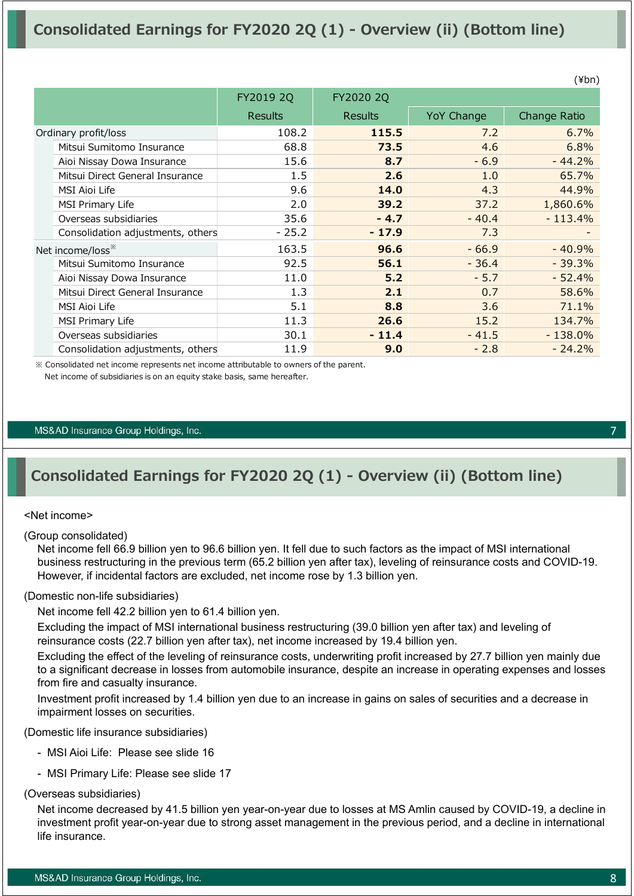# Consolidated Earnings for FY2020 2Q (1) - Overview (ii) (Bottom line)

(¥bn)

| | FY2019 2Q | FY2020 2Q | | |
|---|---|---|---|---|
| | Results | Results | YoY Change | Change Ratio |
| Ordinary profit/loss | 108.2 | **115.5** | 7.2 | 6.7% |
| Mitsui Sumitomo Insurance | 68.8 | **73.5** | 4.6 | 6.8% |
| Aioi Nissay Dowa Insurance | 15.6 | **8.7** | - 6.9 | - 44.2% |
| Mitsui Direct General Insurance | 1.5 | **2.6** | 1.0 | 65.7% |
| MSI Aioi Life | 9.6 | **14.0** | 4.3 | 44.9% |
| MSI Primary Life | 2.0 | **39.2** | 37.2 | 1,860.6% |
| Overseas subsidiaries | 35.6 | **- 4.7** | - 40.4 | - 113.4% |
| Consolidation adjustments, others | - 25.2 | **- 17.9** | 7.3 | - |
| Net income/loss※ | 163.5 | **96.6** | - 66.9 | - 40.9% |
| Mitsui Sumitomo Insurance | 92.5 | **56.1** | - 36.4 | - 39.3% |
| Aioi Nissay Dowa Insurance | 11.0 | **5.2** | - 5.7 | - 52.4% |
| Mitsui Direct General Insurance | 1.3 | **2.1** | 0.7 | 58.6% |
| MSI Aioi Life | 5.1 | **8.8** | 3.6 | 71.1% |
| MSI Primary Life | 11.3 | **26.6** | 15.2 | 134.7% |
| Overseas subsidiaries | 30.1 | **- 11.4** | - 41.5 | - 138.0% |
| Consolidation adjustments, others | 11.9 | **9.0** | - 2.8 | - 24.2% |

※ Consolidated net income represents net income attributable to owners of the parent.
Net income of subsidiaries is on an equity stake basis, same hereafter.

# Consolidated Earnings for FY2020 2Q (1) - Overview (ii) (Bottom line)

<Net income>

(Group consolidated)

Net income fell 66.9 billion yen to 96.6 billion yen. It fell due to such factors as the impact of MSI international business restructuring in the previous term (65.2 billion yen after tax), leveling of reinsurance costs and COVID-19. However, if incidental factors are excluded, net income rose by 1.3 billion yen.

(Domestic non-life subsidiaries)

Net income fell 42.2 billion yen to 61.4 billion yen.

Excluding the impact of MSI international business restructuring (39.0 billion yen after tax) and leveling of reinsurance costs (22.7 billion yen after tax), net income increased by 19.4 billion yen.

Excluding the effect of the leveling of reinsurance costs, underwriting profit increased by 27.7 billion yen mainly due to a significant decrease in losses from automobile insurance, despite an increase in operating expenses and losses from fire and casualty insurance.

Investment profit increased by 1.4 billion yen due to an increase in gains on sales of securities and a decrease in impairment losses on securities.

(Domestic life insurance subsidiaries)

- MSI Aioi Life: Please see slide 16
- MSI Primary Life: Please see slide 17

(Overseas subsidiaries)

Net income decreased by 41.5 billion yen year-on-year due to losses at MS Amlin caused by COVID-19, a decline in investment profit year-on-year due to strong asset management in the previous period, and a decline in international life insurance.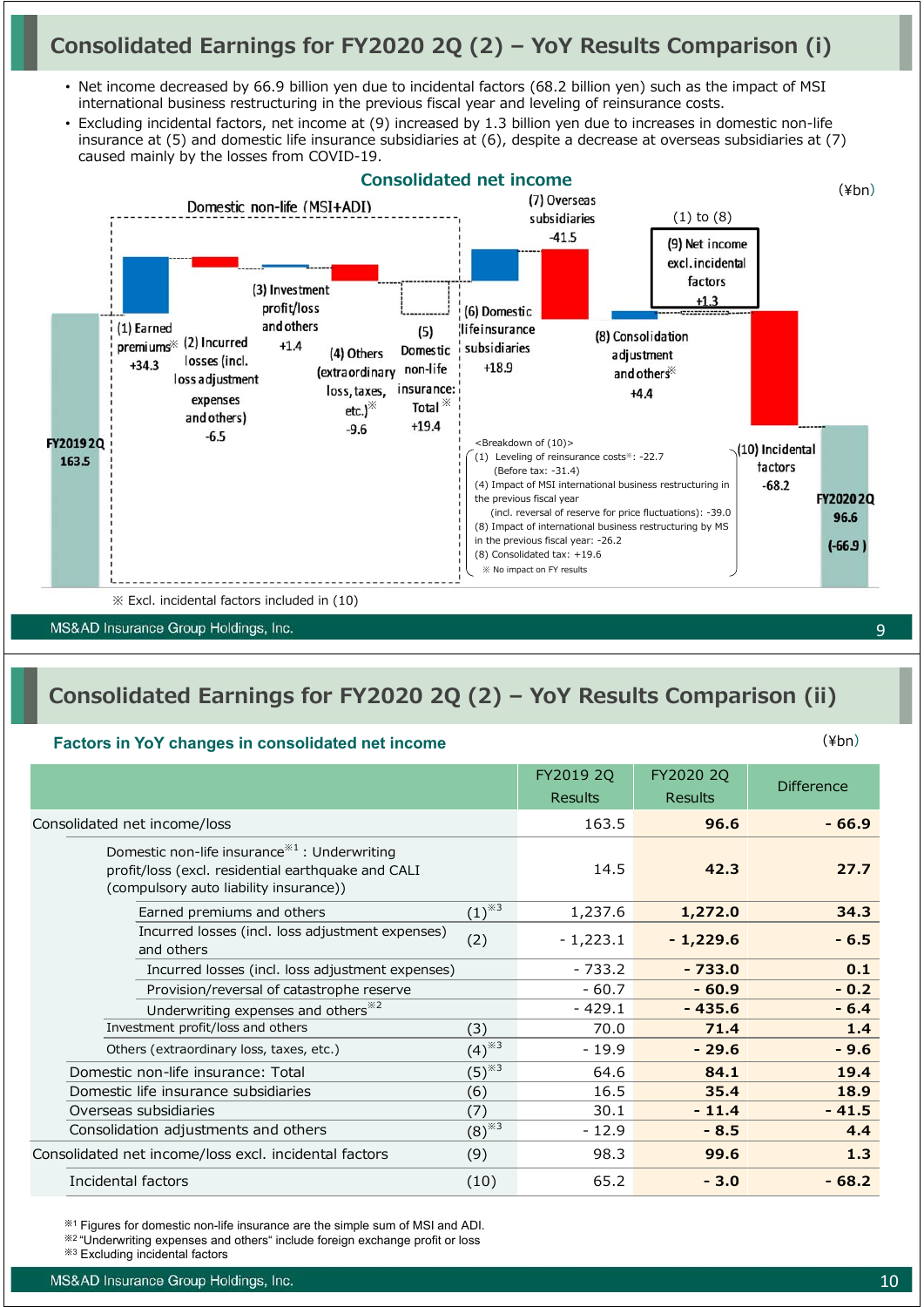# Consolidated Earnings for FY2020 2Q (2) – YoY Results Comparison (i)

- Net income decreased by 66.9 billion yen due to incidental factors (68.2 billion yen) such as the impact of MSI international business restructuring in the previous fiscal year and leveling of reinsurance costs.
- Excluding incidental factors, net income at (9) increased by 1.3 billion yen due to increases in domestic non-life insurance at (5) and domestic life insurance subsidiaries at (6), despite a decrease at overseas subsidiaries at (7) caused mainly by the losses from COVID-19.

## Consolidated net income

(¥bn)

Domestic non-life (MSI+ADI)

| Item | Amount |
|---|---|
| FY2019 2Q | 163.5 |
| (1) Earned premiums※ | +34.3 |
| (2) Incurred losses (incl. loss adjustment expenses and others) | -6.5 |
| (3) Investment profit/loss and others | +1.4 |
| (4) Others (extraordinary loss, taxes, etc.)※ | -9.6 |
| (5) Domestic non-life insurance: Total※ | +19.4 |
| (6) Domestic life insurance subsidiaries | +18.9 |
| (7) Overseas subsidiaries | -41.5 |
| (8) Consolidation adjustment and others※ | +4.4 |
| (9) Net income excl. incidental factors ((1) to (8)) | +1.3 |
| (10) Incidental factors | -68.2 |
| FY2020 2Q | 96.6 (-66.9) |

<Breakdown of (10)>
(1) Leveling of reinsurance costs※: -22.7
(Before tax: -31.4)
(4) Impact of MSI international business restructuring in the previous fiscal year
(incl. reversal of reserve for price fluctuations): -39.0
(8) Impact of international business restructuring by MS in the previous fiscal year: -26.2
(8) Consolidated tax: +19.6
※ No impact on FY results

※ Excl. incidental factors included in (10)

# Consolidated Earnings for FY2020 2Q (2) – YoY Results Comparison (ii)

## Factors in YoY changes in consolidated net income

(¥bn)

| | | FY2019 2Q Results | FY2020 2Q Results | Difference |
|---|---|---|---|---|
| Consolidated net income/loss | | 163.5 | **96.6** | **- 66.9** |
| Domestic non-life insurance※1 : Underwriting profit/loss (excl. residential earthquake and CALI (compulsory auto liability insurance)) | | 14.5 | **42.3** | **27.7** |
| Earned premiums and others | (1)※3 | 1,237.6 | **1,272.0** | **34.3** |
| Incurred losses (incl. loss adjustment expenses) and others | (2) | - 1,223.1 | **- 1,229.6** | **- 6.5** |
| Incurred losses (incl. loss adjustment expenses) | | - 733.2 | **- 733.0** | **0.1** |
| Provision/reversal of catastrophe reserve | | - 60.7 | **- 60.9** | **- 0.2** |
| Underwriting expenses and others※2 | | - 429.1 | **- 435.6** | **- 6.4** |
| Investment profit/loss and others | (3) | 70.0 | **71.4** | **1.4** |
| Others (extraordinary loss, taxes, etc.) | (4)※3 | - 19.9 | **- 29.6** | **- 9.6** |
| Domestic non-life insurance: Total | (5)※3 | 64.6 | **84.1** | **19.4** |
| Domestic life insurance subsidiaries | (6) | 16.5 | **35.4** | **18.9** |
| Overseas subsidiaries | (7) | 30.1 | **- 11.4** | **- 41.5** |
| Consolidation adjustments and others | (8)※3 | - 12.9 | **- 8.5** | **4.4** |
| Consolidated net income/loss excl. incidental factors | (9) | 98.3 | **99.6** | **1.3** |
| Incidental factors | (10) | 65.2 | **- 3.0** | **- 68.2** |

※1 Figures for domestic non-life insurance are the simple sum of MSI and ADI.
※2 "Underwriting expenses and others" include foreign exchange profit or loss
※3 Excluding incidental factors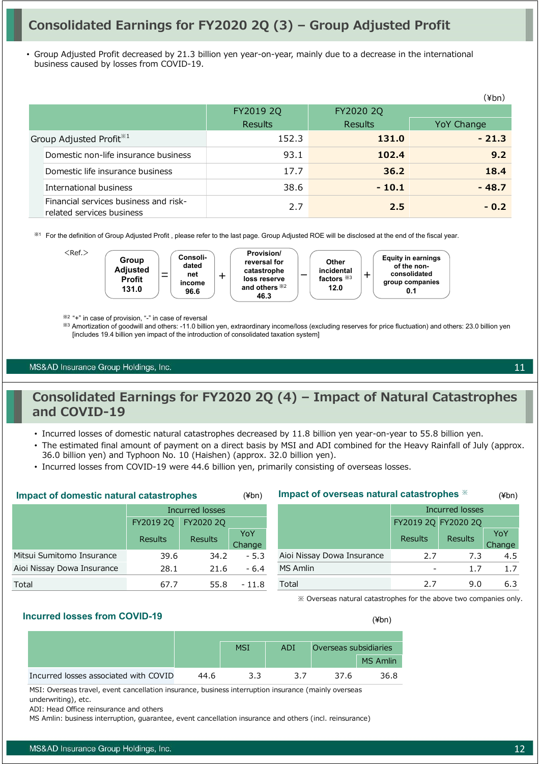# Consolidated Earnings for FY2020 2Q (3) – Group Adjusted Profit

- Group Adjusted Profit decreased by 21.3 billion yen year-on-year, mainly due to a decrease in the international business caused by losses from COVID-19.

(¥bn)

| | FY2019 2Q Results | FY2020 2Q Results | YoY Change |
|---|---|---|---|
| Group Adjusted Profit※1 | 152.3 | **131.0** | **- 21.3** |
| Domestic non-life insurance business | 93.1 | **102.4** | **9.2** |
| Domestic life insurance business | 17.7 | **36.2** | **18.4** |
| International business | 38.6 | **- 10.1** | **- 48.7** |
| Financial services business and risk-related services business | 2.7 | **2.5** | **- 0.2** |

※1 For the definition of Group Adjusted Profit , please refer to the last page. Group Adjusted ROE will be disclosed at the end of the fiscal year.

<Ref.>

**Group Adjusted Profit 131.0** = **Consolidated net income 96.6** + **Provision/ reversal for catastrophe loss reserve and others※2 46.3** − **Other incidental factors※3 12.0** + **Equity in earnings of the non-consolidated group companies 0.1**

※2 "+" in case of provision, "-" in case of reversal

※3 Amortization of goodwill and others: -11.0 billion yen, extraordinary income/loss (excluding reserves for price fluctuation) and others: 23.0 billion yen [includes 19.4 billion yen impact of the introduction of consolidated taxation system]

# Consolidated Earnings for FY2020 2Q (4) – Impact of Natural Catastrophes and COVID-19

- Incurred losses of domestic natural catastrophes decreased by 11.8 billion yen year-on-year to 55.8 billion yen.
- The estimated final amount of payment on a direct basis by MSI and ADI combined for the Heavy Rainfall of July (approx. 36.0 billion yen) and Typhoon No. 10 (Haishen) (approx. 32.0 billion yen).
- Incurred losses from COVID-19 were 44.6 billion yen, primarily consisting of overseas losses.

**Impact of domestic natural catastrophes** (¥bn)

| | Incurred losses | | |
|---|---|---|---|
| | FY2019 2Q Results | FY2020 2Q Results | YoY Change |
| Mitsui Sumitomo Insurance | 39.6 | 34.2 | - 5.3 |
| Aioi Nissay Dowa Insurance | 28.1 | 21.6 | - 6.4 |
| Total | 67.7 | 55.8 | - 11.8 |

**Impact of overseas natural catastrophes ※** (¥bn)

| | Incurred losses | | |
|---|---|---|---|
| | FY2019 2Q Results | FY2020 2Q Results | YoY Change |
| Aioi Nissay Dowa Insurance | 2.7 | 7.3 | 4.5 |
| MS Amlin | - | 1.7 | 1.7 |
| Total | 2.7 | 9.0 | 6.3 |

※ Overseas natural catastrophes for the above two companies only.

**Incurred losses from COVID-19** (¥bn)

| | | MSI | ADI | Overseas subsidiaries | |
|---|---|---|---|---|---|
| | | | | | MS Amlin |
| Incurred losses associated with COVID | 44.6 | 3.3 | 3.7 | 37.6 | 36.8 |

MSI: Overseas travel, event cancellation insurance, business interruption insurance (mainly overseas underwriting), etc.

ADI: Head Office reinsurance and others

MS Amlin: business interruption, guarantee, event cancellation insurance and others (incl. reinsurance)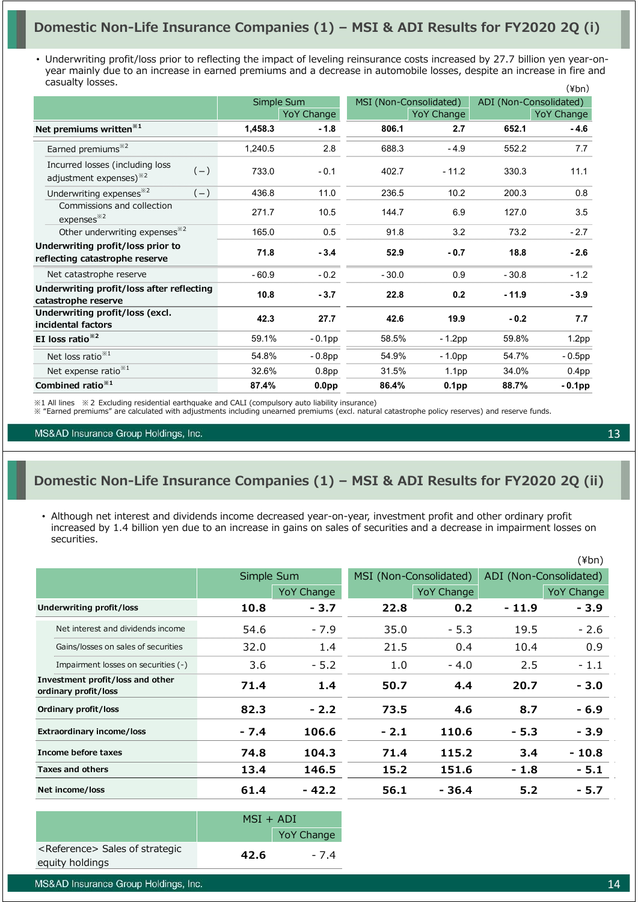## Domestic Non-Life Insurance Companies (1) – MSI & ADI Results for FY2020 2Q (i)

- Underwriting profit/loss prior to reflecting the impact of leveling reinsurance costs increased by 27.7 billion yen year-on-year mainly due to an increase in earned premiums and a decrease in automobile losses, despite an increase in fire and casualty losses.

(¥bn)

| | Simple Sum | | MSI (Non-Consolidated) | | ADI (Non-Consolidated) | |
|---|---|---|---|---|---|---|
| | | YoY Change | | YoY Change | | YoY Change |
| **Net premiums written**※1 | **1,458.3** | **- 1.8** | **806.1** | **2.7** | **652.1** | **- 4.6** |
| Earned premiums※2 | 1,240.5 | 2.8 | 688.3 | - 4.9 | 552.2 | 7.7 |
| Incurred losses (including loss adjustment expenses)※2 (－) | 733.0 | - 0.1 | 402.7 | - 11.2 | 330.3 | 11.1 |
| Underwriting expenses※2 (－) | 436.8 | 11.0 | 236.5 | 10.2 | 200.3 | 0.8 |
| Commissions and collection expenses※2 | 271.7 | 10.5 | 144.7 | 6.9 | 127.0 | 3.5 |
| Other underwriting expenses※2 | 165.0 | 0.5 | 91.8 | 3.2 | 73.2 | - 2.7 |
| **Underwriting profit/loss prior to reflecting catastrophe reserve** | **71.8** | **- 3.4** | **52.9** | **- 0.7** | **18.8** | **- 2.6** |
| Net catastrophe reserve | - 60.9 | - 0.2 | - 30.0 | 0.9 | - 30.8 | - 1.2 |
| **Underwriting profit/loss after reflecting catastrophe reserve** | **10.8** | **- 3.7** | **22.8** | **0.2** | **- 11.9** | **- 3.9** |
| **Underwriting profit/loss (excl. incidental factors** | **42.3** | **27.7** | **42.6** | **19.9** | **- 0.2** | **7.7** |
| **EI loss ratio**※2 | 59.1% | - 0.1pp | 58.5% | - 1.2pp | 59.8% | 1.2pp |
| Net loss ratio※1 | 54.8% | - 0.8pp | 54.9% | - 1.0pp | 54.7% | - 0.5pp |
| Net expense ratio※1 | 32.6% | 0.8pp | 31.5% | 1.1pp | 34.0% | 0.4pp |
| **Combined ratio**※1 | **87.4%** | **0.0pp** | **86.4%** | **0.1pp** | **88.7%** | **- 0.1pp** |

※1 All lines ※2 Excluding residential earthquake and CALI (compulsory auto liability insurance)
※ "Earned premiums" are calculated with adjustments including unearned premiums (excl. natural catastrophe policy reserves) and reserve funds.

## Domestic Non-Life Insurance Companies (1) – MSI & ADI Results for FY2020 2Q (ii)

- Although net interest and dividends income decreased year-on-year, investment profit and other ordinary profit increased by 1.4 billion yen due to an increase in gains on sales of securities and a decrease in impairment losses on securities.

(¥bn)

| | Simple Sum | | MSI (Non-Consolidated) | | ADI (Non-Consolidated) | |
|---|---|---|---|---|---|---|
| | | YoY Change | | YoY Change | | YoY Change |
| **Underwriting profit/loss** | **10.8** | **- 3.7** | **22.8** | **0.2** | **- 11.9** | **- 3.9** |
| Net interest and dividends income | 54.6 | - 7.9 | 35.0 | - 5.3 | 19.5 | - 2.6 |
| Gains/losses on sales of securities | 32.0 | 1.4 | 21.5 | 0.4 | 10.4 | 0.9 |
| Impairment losses on securities (-) | 3.6 | - 5.2 | 1.0 | - 4.0 | 2.5 | - 1.1 |
| **Investment profit/loss and other ordinary profit/loss** | **71.4** | **1.4** | **50.7** | **4.4** | **20.7** | **- 3.0** |
| **Ordinary profit/loss** | **82.3** | **- 2.2** | **73.5** | **4.6** | **8.7** | **- 6.9** |
| **Extraordinary income/loss** | **- 7.4** | **106.6** | **- 2.1** | **110.6** | **- 5.3** | **- 3.9** |
| **Income before taxes** | **74.8** | **104.3** | **71.4** | **115.2** | **3.4** | **- 10.8** |
| **Taxes and others** | **13.4** | **146.5** | **15.2** | **151.6** | **- 1.8** | **- 5.1** |
| **Net income/loss** | **61.4** | **- 42.2** | **56.1** | **- 36.4** | **5.2** | **- 5.7** |

| | MSI + ADI | |
|---|---|---|
| | | YoY Change |
| <Reference> Sales of strategic equity holdings | **42.6** | - 7.4 |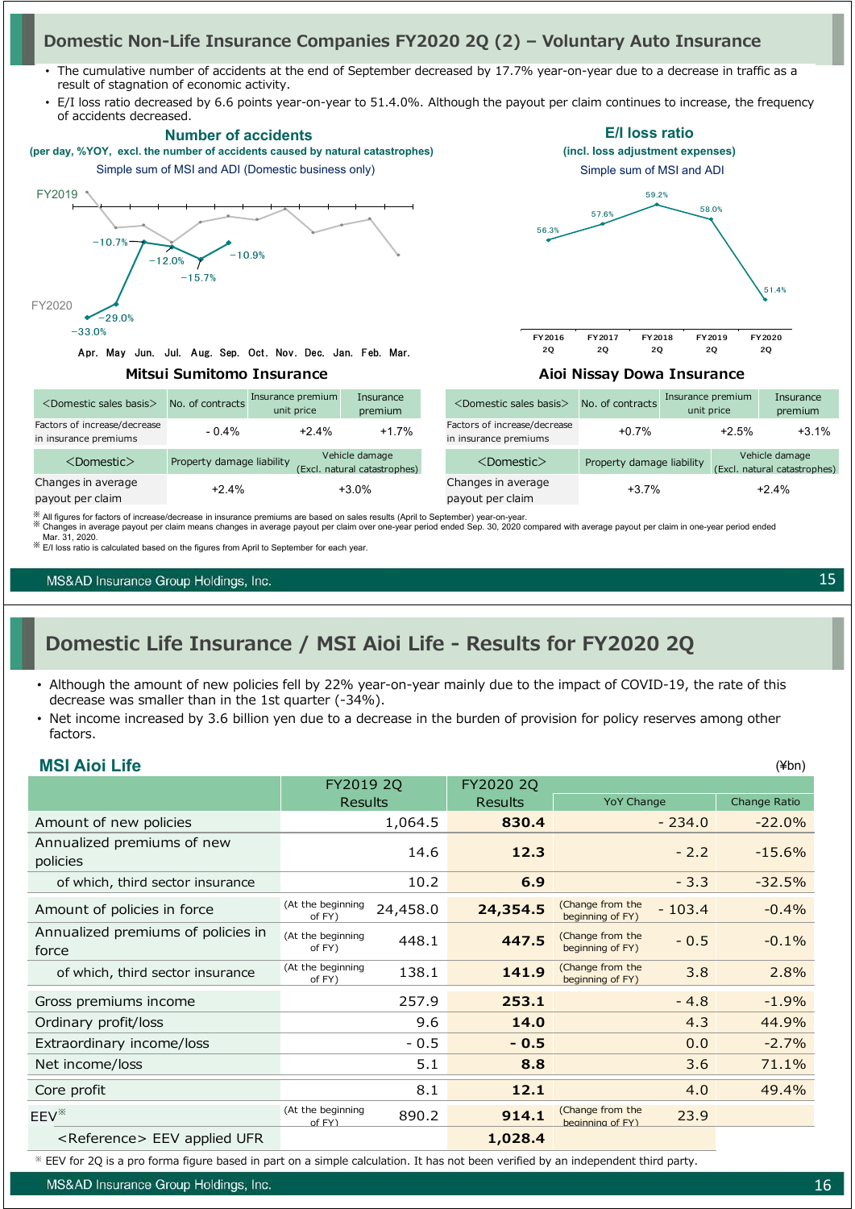## Domestic Non-Life Insurance Companies FY2020 2Q (2) – Voluntary Auto Insurance

- The cumulative number of accidents at the end of September decreased by 17.7% year-on-year due to a decrease in traffic as a result of stagnation of economic activity.
- E/I loss ratio decreased by 6.6 points year-on-year to 51.4.0%. Although the payout per claim continues to increase, the frequency of accidents decreased.

**Number of accidents**
**(per day, %YOY, excl. the number of accidents caused by natural catastrophes)**
Simple sum of MSI and ADI (Domestic business only)

FY2019
FY2020
−33.0% −29.0% −10.7% −12.0% −15.7% −10.9%
Apr. May Jun. Jul. Aug. Sep. Oct. Nov. Dec. Jan. Feb. Mar.

**E/I loss ratio**
**(incl. loss adjustment expenses)**
Simple sum of MSI and ADI

| FY2016 2Q | FY2017 2Q | FY2018 2Q | FY2019 2Q | FY2020 2Q |
|---|---|---|---|---|
| 56.3% | 57.6% | 59.2% | 58.0% | 51.4% |

### Mitsui Sumitomo Insurance

| <Domestic sales basis> | No. of contracts | Insurance premium unit price | Insurance premium |
|---|---|---|---|
| Factors of increase/decrease in insurance premiums | - 0.4% | +2.4% | +1.7% |

| <Domestic> | Property damage liability | Vehicle damage (Excl. natural catastrophes) |
|---|---|---|
| Changes in average payout per claim | +2.4% | +3.0% |

### Aioi Nissay Dowa Insurance

| <Domestic sales basis> | No. of contracts | Insurance premium unit price | Insurance premium |
|---|---|---|---|
| Factors of increase/decrease in insurance premiums | +0.7% | +2.5% | +3.1% |

| <Domestic> | Property damage liability | Vehicle damage (Excl. natural catastrophes) |
|---|---|---|
| Changes in average payout per claim | +3.7% | +2.4% |

※ All figures for factors of increase/decrease in insurance premiums are based on sales results (April to September) year-on-year.
※ Changes in average payout per claim means changes in average payout per claim over one-year period ended Sep. 30, 2020 compared with average payout per claim in one-year period ended Mar. 31, 2020.
※ E/I loss ratio is calculated based on the figures from April to September for each year.

## Domestic Life Insurance / MSI Aioi Life - Results for FY2020 2Q

- Although the amount of new policies fell by 22% year-on-year mainly due to the impact of COVID-19, the rate of this decrease was smaller than in the 1st quarter (-34%).
- Net income increased by 3.6 billion yen due to a decrease in the burden of provision for policy reserves among other factors.

### MSI Aioi Life

(¥bn)

| | FY2019 2Q Results | FY2020 2Q Results | YoY Change | Change Ratio |
|---|---|---|---|---|
| Amount of new policies | 1,064.5 | **830.4** | - 234.0 | -22.0% |
| Annualized premiums of new policies | 14.6 | **12.3** | - 2.2 | -15.6% |
| of which, third sector insurance | 10.2 | **6.9** | - 3.3 | -32.5% |
| Amount of policies in force | (At the beginning of FY) 24,458.0 | **24,354.5** | (Change from the beginning of FY) - 103.4 | -0.4% |
| Annualized premiums of policies in force | (At the beginning of FY) 448.1 | **447.5** | (Change from the beginning of FY) - 0.5 | -0.1% |
| of which, third sector insurance | (At the beginning of FY) 138.1 | **141.9** | (Change from the beginning of FY) 3.8 | 2.8% |
| Gross premiums income | 257.9 | **253.1** | - 4.8 | -1.9% |
| Ordinary profit/loss | 9.6 | **14.0** | 4.3 | 44.9% |
| Extraordinary income/loss | - 0.5 | **- 0.5** | 0.0 | -2.7% |
| Net income/loss | 5.1 | **8.8** | 3.6 | 71.1% |
| Core profit | 8.1 | **12.1** | 4.0 | 49.4% |
| EEV※ | (At the beginning of FY) 890.2 | **914.1** | (Change from the beginning of FY) 23.9 | |
| <Reference> EEV applied UFR | | **1,028.4** | | |

※ EEV for 2Q is a pro forma figure based in part on a simple calculation. It has not been verified by an independent third party.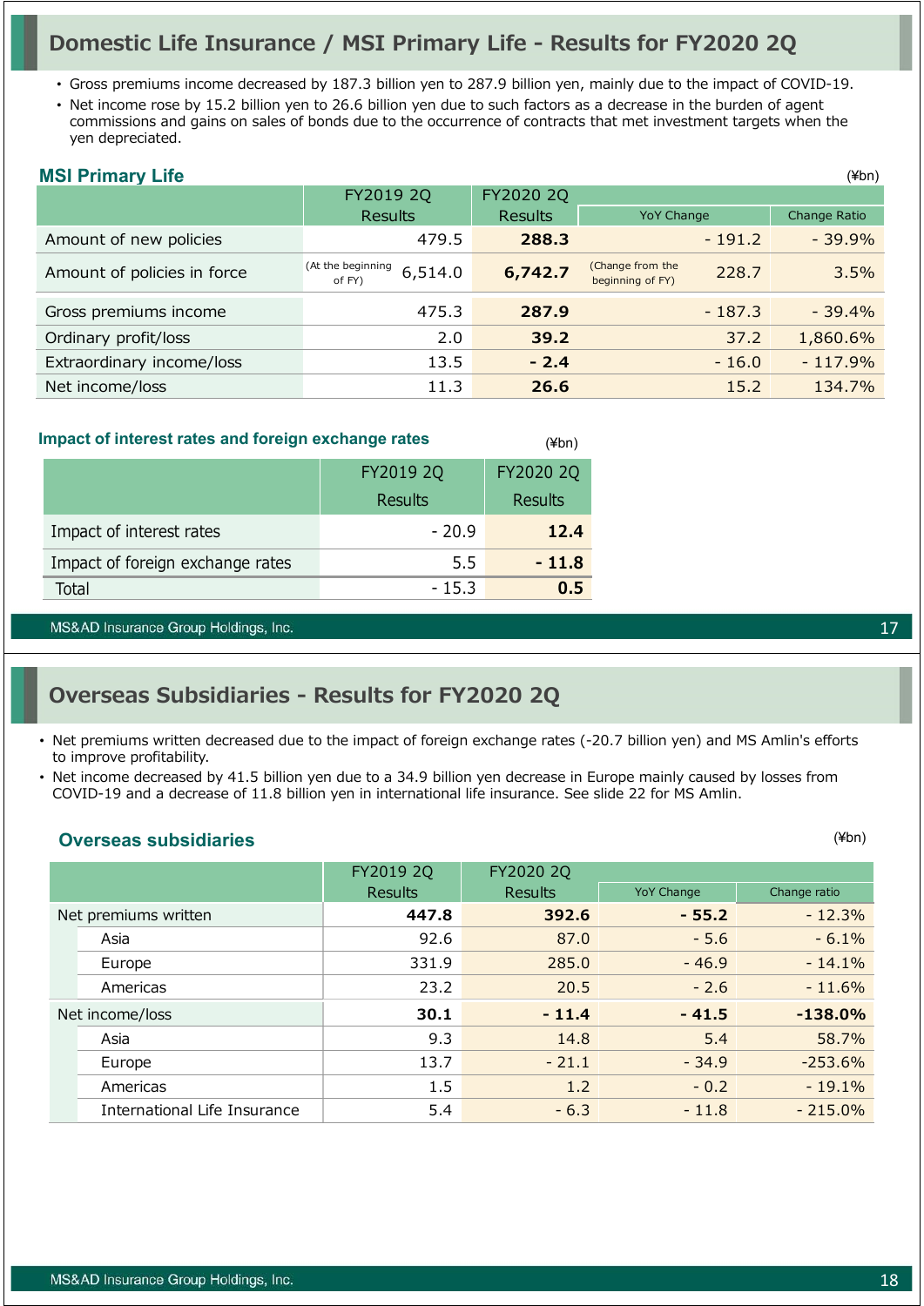# Domestic Life Insurance / MSI Primary Life - Results for FY2020 2Q

- Gross premiums income decreased by 187.3 billion yen to 287.9 billion yen, mainly due to the impact of COVID-19.
- Net income rose by 15.2 billion yen to 26.6 billion yen due to such factors as a decrease in the burden of agent commissions and gains on sales of bonds due to the occurrence of contracts that met investment targets when the yen depreciated.

## MSI Primary Life

(¥bn)

| | FY2019 2Q Results | FY2020 2Q Results | YoY Change | Change Ratio |
|---|---|---|---|---|
| Amount of new policies | 479.5 | **288.3** | - 191.2 | - 39.9% |
| Amount of policies in force | (At the beginning of FY) 6,514.0 | **6,742.7** | (Change from the beginning of FY) 228.7 | 3.5% |
| Gross premiums income | 475.3 | **287.9** | - 187.3 | - 39.4% |
| Ordinary profit/loss | 2.0 | **39.2** | 37.2 | 1,860.6% |
| Extraordinary income/loss | 13.5 | **- 2.4** | - 16.0 | - 117.9% |
| Net income/loss | 11.3 | **26.6** | 15.2 | 134.7% |

## Impact of interest rates and foreign exchange rates

(¥bn)

| | FY2019 2Q Results | FY2020 2Q Results |
|---|---|---|
| Impact of interest rates | - 20.9 | **12.4** |
| Impact of foreign exchange rates | 5.5 | **- 11.8** |
| Total | - 15.3 | **0.5** |

# Overseas Subsidiaries - Results for FY2020 2Q

- Net premiums written decreased due to the impact of foreign exchange rates (-20.7 billion yen) and MS Amlin's efforts to improve profitability.
- Net income decreased by 41.5 billion yen due to a 34.9 billion yen decrease in Europe mainly caused by losses from COVID-19 and a decrease of 11.8 billion yen in international life insurance. See slide 22 for MS Amlin.

## Overseas subsidiaries

(¥bn)

| | FY2019 2Q Results | FY2020 2Q Results | YoY Change | Change ratio |
|---|---|---|---|---|
| Net premiums written | **447.8** | **392.6** | **- 55.2** | - 12.3% |
| Asia | 92.6 | 87.0 | - 5.6 | - 6.1% |
| Europe | 331.9 | 285.0 | - 46.9 | - 14.1% |
| Americas | 23.2 | 20.5 | - 2.6 | - 11.6% |
| Net income/loss | **30.1** | **- 11.4** | **- 41.5** | **-138.0%** |
| Asia | 9.3 | 14.8 | 5.4 | 58.7% |
| Europe | 13.7 | - 21.1 | - 34.9 | -253.6% |
| Americas | 1.5 | 1.2 | - 0.2 | - 19.1% |
| International Life Insurance | 5.4 | - 6.3 | - 11.8 | - 215.0% |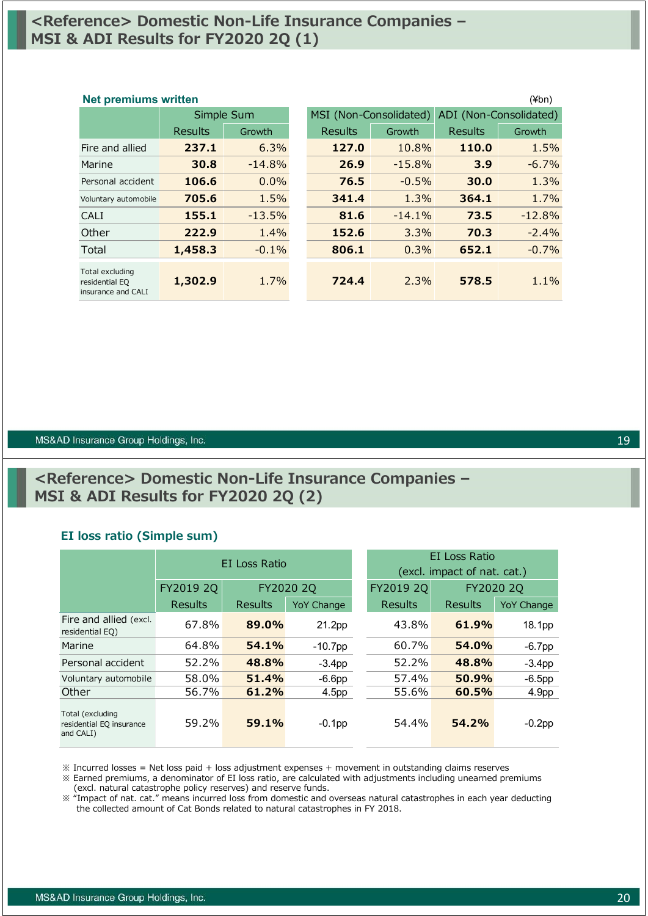## <Reference> Domestic Non-Life Insurance Companies – MSI & ADI Results for FY2020 2Q (1)

**Net premiums written** (¥bn)

| | Simple Sum | | MSI (Non-Consolidated) | | ADI (Non-Consolidated) | |
|---|---|---|---|---|---|---|
| | Results | Growth | Results | Growth | Results | Growth |
| Fire and allied | **237.1** | 6.3% | **127.0** | 10.8% | **110.0** | 1.5% |
| Marine | **30.8** | -14.8% | **26.9** | -15.8% | **3.9** | -6.7% |
| Personal accident | **106.6** | 0.0% | **76.5** | -0.5% | **30.0** | 1.3% |
| Voluntary automobile | **705.6** | 1.5% | **341.4** | 1.3% | **364.1** | 1.7% |
| CALI | **155.1** | -13.5% | **81.6** | -14.1% | **73.5** | -12.8% |
| Other | **222.9** | 1.4% | **152.6** | 3.3% | **70.3** | -2.4% |
| Total | **1,458.3** | -0.1% | **806.1** | 0.3% | **652.1** | -0.7% |
| Total excluding residential EQ insurance and CALI | **1,302.9** | 1.7% | **724.4** | 2.3% | **578.5** | 1.1% |

## <Reference> Domestic Non-Life Insurance Companies – MSI & ADI Results for FY2020 2Q (2)

**EI loss ratio (Simple sum)**

| | EI Loss Ratio | | | EI Loss Ratio (excl. impact of nat. cat.) | | |
|---|---|---|---|---|---|---|
| | FY2019 2Q | FY2020 2Q | | FY2019 2Q | FY2020 2Q | |
| | Results | Results | YoY Change | Results | Results | YoY Change |
| Fire and allied (excl. residential EQ) | 67.8% | **89.0%** | 21.2pp | 43.8% | **61.9%** | 18.1pp |
| Marine | 64.8% | **54.1%** | -10.7pp | 60.7% | **54.0%** | -6.7pp |
| Personal accident | 52.2% | **48.8%** | -3.4pp | 52.2% | **48.8%** | -3.4pp |
| Voluntary automobile | 58.0% | **51.4%** | -6.6pp | 57.4% | **50.9%** | -6.5pp |
| Other | 56.7% | **61.2%** | 4.5pp | 55.6% | **60.5%** | 4.9pp |
| Total (excluding residential EQ insurance and CALI) | 59.2% | **59.1%** | -0.1pp | 54.4% | **54.2%** | -0.2pp |

※ Incurred losses = Net loss paid + loss adjustment expenses + movement in outstanding claims reserves
※ Earned premiums, a denominator of EI loss ratio, are calculated with adjustments including unearned premiums (excl. natural catastrophe policy reserves) and reserve funds.
※ "Impact of nat. cat." means incurred loss from domestic and overseas natural catastrophes in each year deducting the collected amount of Cat Bonds related to natural catastrophes in FY 2018.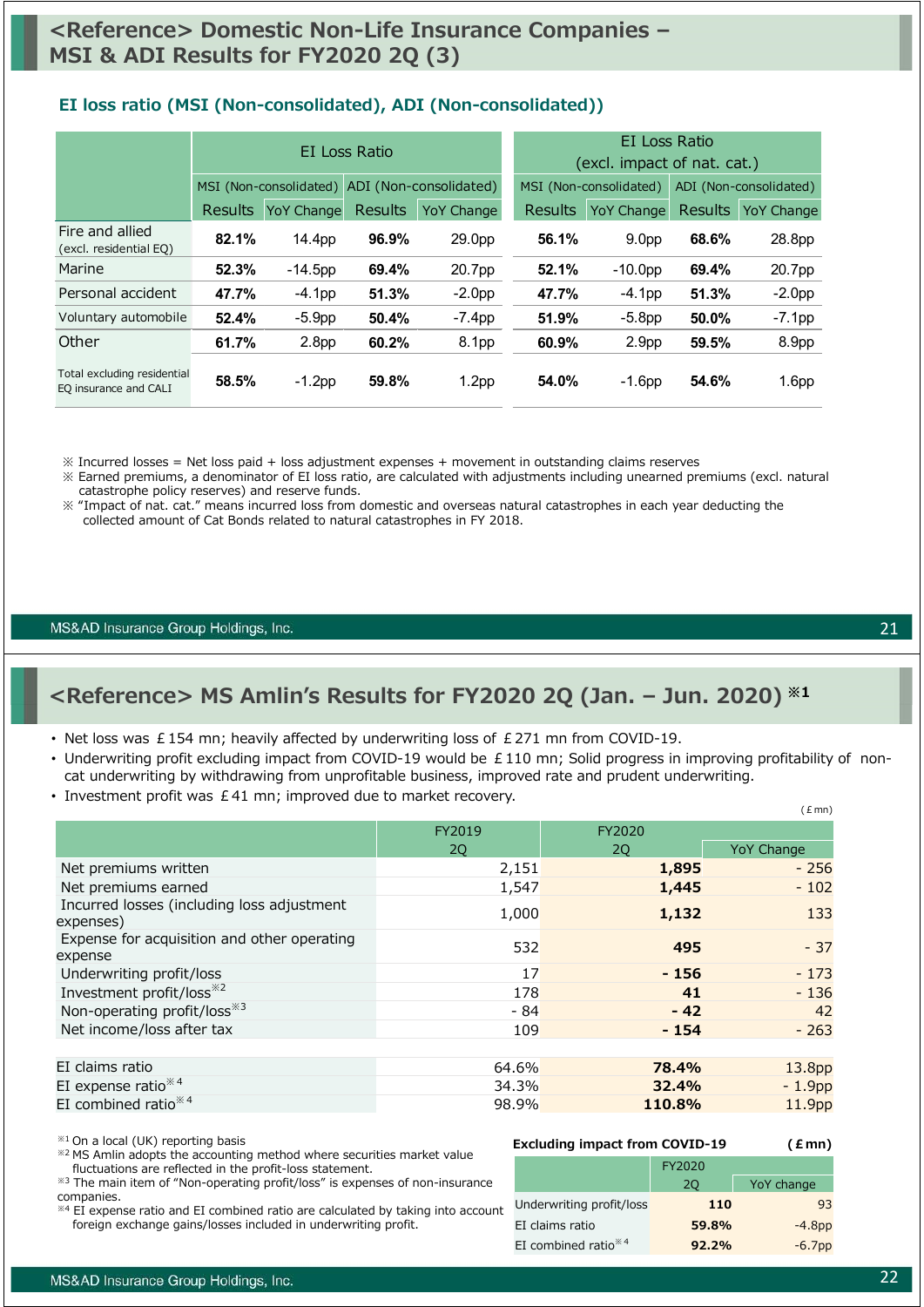# <Reference> Domestic Non-Life Insurance Companies – MSI & ADI Results for FY2020 2Q (3)

### EI loss ratio (MSI (Non-consolidated), ADI (Non-consolidated))

| | EI Loss Ratio | | | | EI Loss Ratio (excl. impact of nat. cat.) | | | |
|---|---|---|---|---|---|---|---|---|
| | MSI (Non-consolidated) | | ADI (Non-consolidated) | | MSI (Non-consolidated) | | ADI (Non-consolidated) | |
| | Results | YoY Change | Results | YoY Change | Results | YoY Change | Results | YoY Change |
| Fire and allied (excl. residential EQ) | **82.1%** | 14.4pp | **96.9%** | 29.0pp | **56.1%** | 9.0pp | **68.6%** | 28.8pp |
| Marine | **52.3%** | -14.5pp | **69.4%** | 20.7pp | **52.1%** | -10.0pp | **69.4%** | 20.7pp |
| Personal accident | **47.7%** | -4.1pp | **51.3%** | -2.0pp | **47.7%** | -4.1pp | **51.3%** | -2.0pp |
| Voluntary automobile | **52.4%** | -5.9pp | **50.4%** | -7.4pp | **51.9%** | -5.8pp | **50.0%** | -7.1pp |
| Other | **61.7%** | 2.8pp | **60.2%** | 8.1pp | **60.9%** | 2.9pp | **59.5%** | 8.9pp |
| Total excluding residential EQ insurance and CALI | **58.5%** | -1.2pp | **59.8%** | 1.2pp | **54.0%** | -1.6pp | **54.6%** | 1.6pp |

※ Incurred losses = Net loss paid + loss adjustment expenses + movement in outstanding claims reserves
※ Earned premiums, a denominator of EI loss ratio, are calculated with adjustments including unearned premiums (excl. natural catastrophe policy reserves) and reserve funds.
※ "Impact of nat. cat." means incurred loss from domestic and overseas natural catastrophes in each year deducting the collected amount of Cat Bonds related to natural catastrophes in FY 2018.

# <Reference> MS Amlin's Results for FY2020 2Q (Jan. – Jun. 2020) ※1

- Net loss was £154 mn; heavily affected by underwriting loss of £271 mn from COVID-19.
- Underwriting profit excluding impact from COVID-19 would be £110 mn; Solid progress in improving profitability of non-cat underwriting by withdrawing from unprofitable business, improved rate and prudent underwriting.
- Investment profit was £41 mn; improved due to market recovery.

(£mn)

| | FY2019 2Q | FY2020 2Q | YoY Change |
|---|---|---|---|
| Net premiums written | 2,151 | **1,895** | - 256 |
| Net premiums earned | 1,547 | **1,445** | - 102 |
| Incurred losses (including loss adjustment expenses) | 1,000 | **1,132** | 133 |
| Expense for acquisition and other operating expense | 532 | **495** | - 37 |
| Underwriting profit/loss | 17 | **- 156** | - 173 |
| Investment profit/loss※2 | 178 | **41** | - 136 |
| Non-operating profit/loss※3 | - 84 | **- 42** | 42 |
| Net income/loss after tax | 109 | **- 154** | - 263 |
| EI claims ratio | 64.6% | **78.4%** | 13.8pp |
| EI expense ratio※4 | 34.3% | **32.4%** | - 1.9pp |
| EI combined ratio※4 | 98.9% | **110.8%** | 11.9pp |

※1 On a local (UK) reporting basis
※2 MS Amlin adopts the accounting method where securities market value fluctuations are reflected in the profit-loss statement.
※3 The main item of "Non-operating profit/loss" is expenses of non-insurance companies.
※4 EI expense ratio and EI combined ratio are calculated by taking into account foreign exchange gains/losses included in underwriting profit.

**Excluding impact from COVID-19** **(£mn)**

| | FY2020 2Q | YoY change |
|---|---|---|
| Underwriting profit/loss | **110** | 93 |
| EI claims ratio | **59.8%** | -4.8pp |
| EI combined ratio※4 | **92.2%** | -6.7pp |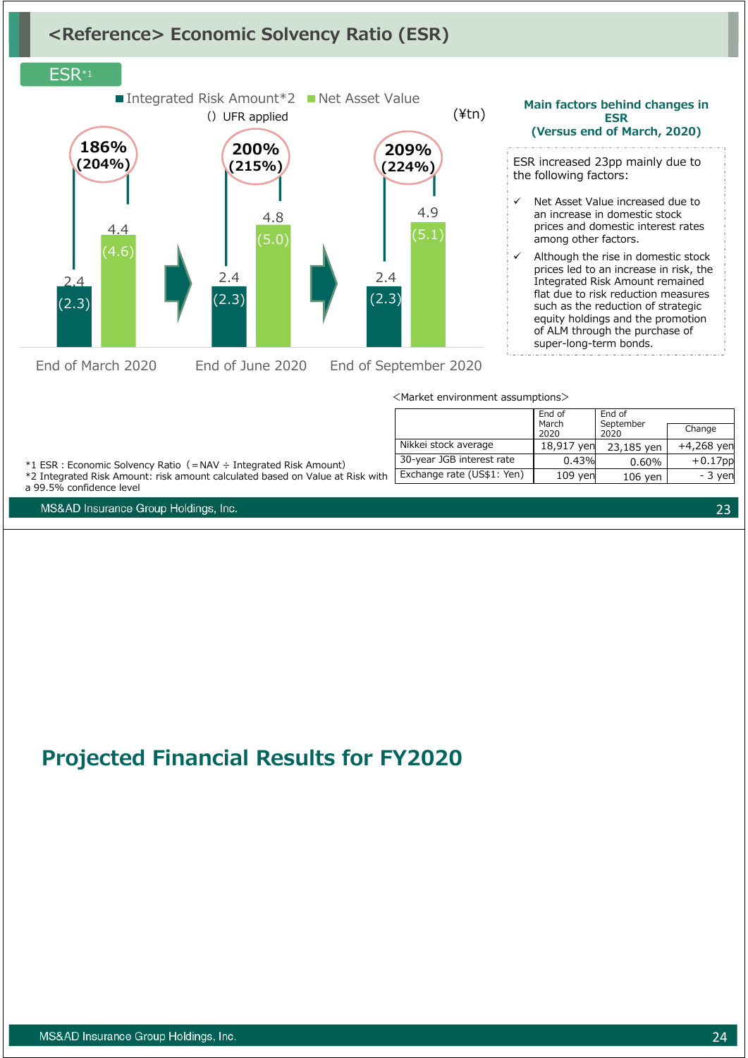# <Reference> Economic Solvency Ratio (ESR)

## ESR*1

■ Integrated Risk Amount*2 ■ Net Asset Value

( ) UFR applied

(¥tn)

| | End of March 2020 | End of June 2020 | End of September 2020 |
|---|---|---|---|
| ESR | 186% (204%) | 200% (215%) | 209% (224%) |
| Integrated Risk Amount | 2.4 (2.3) | 2.4 (2.3) | 2.4 (2.3) |
| Net Asset Value | 4.4 (4.6) | 4.8 (5.0) | 4.9 (5.1) |

### Main factors behind changes in ESR (Versus end of March, 2020)

ESR increased 23pp mainly due to the following factors:

- ✓ Net Asset Value increased due to an increase in domestic stock prices and domestic interest rates among other factors.
- ✓ Although the rise in domestic stock prices led to an increase in risk, the Integrated Risk Amount remained flat due to risk reduction measures such as the reduction of strategic equity holdings and the promotion of ALM through the purchase of super-long-term bonds.

<Market environment assumptions>

| | End of March 2020 | End of September 2020 | Change |
|---|---|---|---|
| Nikkei stock average | 18,917 yen | 23,185 yen | +4,268 yen |
| 30-year JGB interest rate | 0.43% | 0.60% | +0.17pp |
| Exchange rate (US$1: Yen) | 109 yen | 106 yen | - 3 yen |

*1 ESR : Economic Solvency Ratio（= NAV ÷ Integrated Risk Amount）

*2 Integrated Risk Amount: risk amount calculated based on Value at Risk with a 99.5% confidence level

# Projected Financial Results for FY2020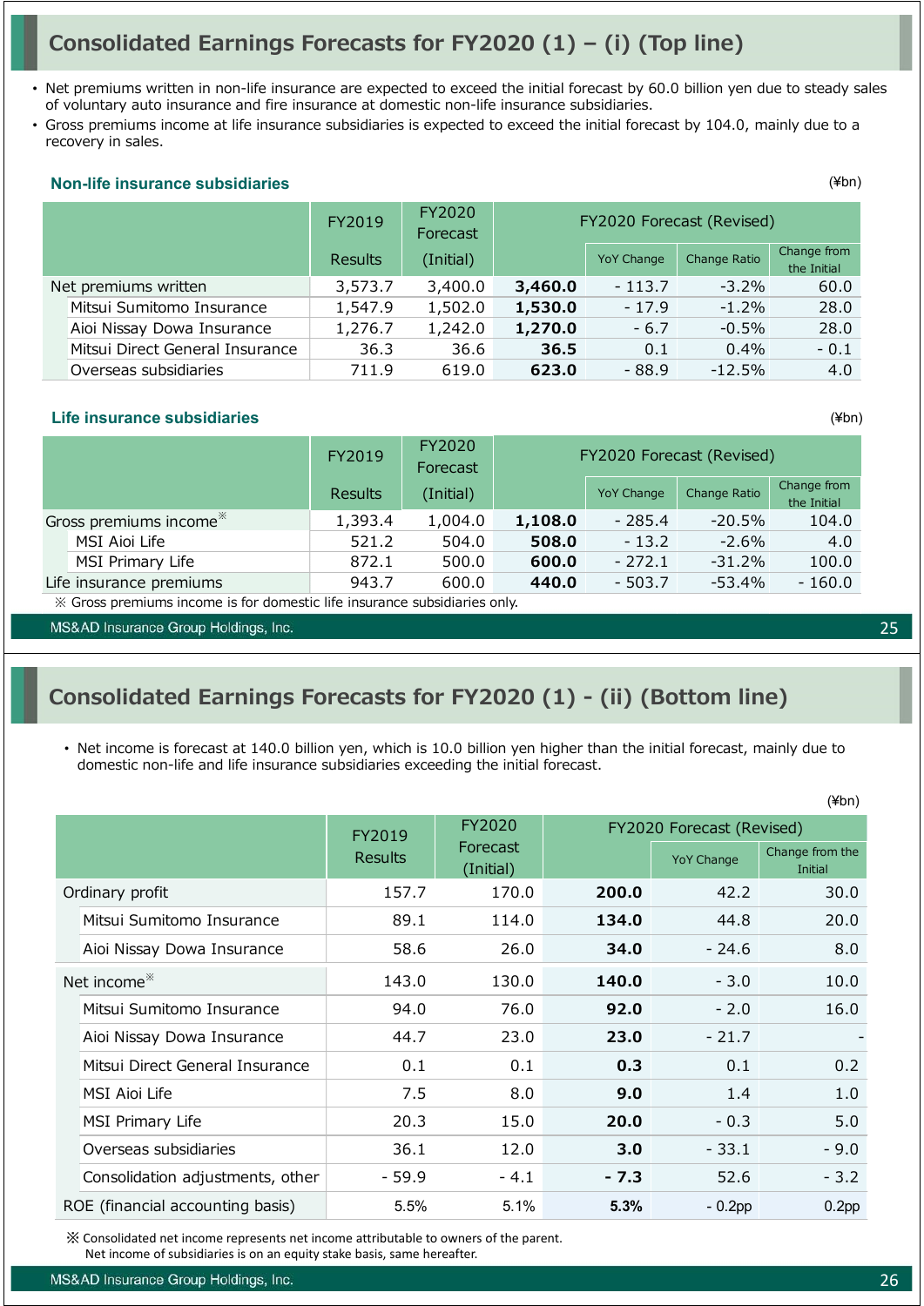# Consolidated Earnings Forecasts for FY2020 (1) – (i) (Top line)

- Net premiums written in non-life insurance are expected to exceed the initial forecast by 60.0 billion yen due to steady sales of voluntary auto insurance and fire insurance at domestic non-life insurance subsidiaries.
- Gross premiums income at life insurance subsidiaries is expected to exceed the initial forecast by 104.0, mainly due to a recovery in sales.

### Non-life insurance subsidiaries

(¥bn)

| | FY2019 Results | FY2020 Forecast (Initial) | FY2020 Forecast (Revised) | | | |
|---|---|---|---|---|---|---|
| | | | | YoY Change | Change Ratio | Change from the Initial |
| Net premiums written | 3,573.7 | 3,400.0 | **3,460.0** | - 113.7 | -3.2% | 60.0 |
| Mitsui Sumitomo Insurance | 1,547.9 | 1,502.0 | **1,530.0** | - 17.9 | -1.2% | 28.0 |
| Aioi Nissay Dowa Insurance | 1,276.7 | 1,242.0 | **1,270.0** | - 6.7 | -0.5% | 28.0 |
| Mitsui Direct General Insurance | 36.3 | 36.6 | **36.5** | 0.1 | 0.4% | - 0.1 |
| Overseas subsidiaries | 711.9 | 619.0 | **623.0** | - 88.9 | -12.5% | 4.0 |

### Life insurance subsidiaries

(¥bn)

| | FY2019 Results | FY2020 Forecast (Initial) | FY2020 Forecast (Revised) | | | |
|---|---|---|---|---|---|---|
| | | | | YoY Change | Change Ratio | Change from the Initial |
| Gross premiums income※ | 1,393.4 | 1,004.0 | **1,108.0** | - 285.4 | -20.5% | 104.0 |
| MSI Aioi Life | 521.2 | 504.0 | **508.0** | - 13.2 | -2.6% | 4.0 |
| MSI Primary Life | 872.1 | 500.0 | **600.0** | - 272.1 | -31.2% | 100.0 |
| Life insurance premiums | 943.7 | 600.0 | **440.0** | - 503.7 | -53.4% | - 160.0 |

※ Gross premiums income is for domestic life insurance subsidiaries only.

# Consolidated Earnings Forecasts for FY2020 (1) - (ii) (Bottom line)

- Net income is forecast at 140.0 billion yen, which is 10.0 billion yen higher than the initial forecast, mainly due to domestic non-life and life insurance subsidiaries exceeding the initial forecast.

(¥bn)

| | FY2019 Results | FY2020 Forecast (Initial) | FY2020 Forecast (Revised) | | |
|---|---|---|---|---|---|
| | | | | YoY Change | Change from the Initial |
| Ordinary profit | 157.7 | 170.0 | **200.0** | 42.2 | 30.0 |
| Mitsui Sumitomo Insurance | 89.1 | 114.0 | **134.0** | 44.8 | 20.0 |
| Aioi Nissay Dowa Insurance | 58.6 | 26.0 | **34.0** | - 24.6 | 8.0 |
| Net income※ | 143.0 | 130.0 | **140.0** | - 3.0 | 10.0 |
| Mitsui Sumitomo Insurance | 94.0 | 76.0 | **92.0** | - 2.0 | 16.0 |
| Aioi Nissay Dowa Insurance | 44.7 | 23.0 | **23.0** | - 21.7 | - |
| Mitsui Direct General Insurance | 0.1 | 0.1 | **0.3** | 0.1 | 0.2 |
| MSI Aioi Life | 7.5 | 8.0 | **9.0** | 1.4 | 1.0 |
| MSI Primary Life | 20.3 | 15.0 | **20.0** | - 0.3 | 5.0 |
| Overseas subsidiaries | 36.1 | 12.0 | **3.0** | - 33.1 | - 9.0 |
| Consolidation adjustments, other | - 59.9 | - 4.1 | **- 7.3** | 52.6 | - 3.2 |
| ROE (financial accounting basis) | 5.5% | 5.1% | **5.3%** | - 0.2pp | 0.2pp |

※ Consolidated net income represents net income attributable to owners of the parent.
Net income of subsidiaries is on an equity stake basis, same hereafter.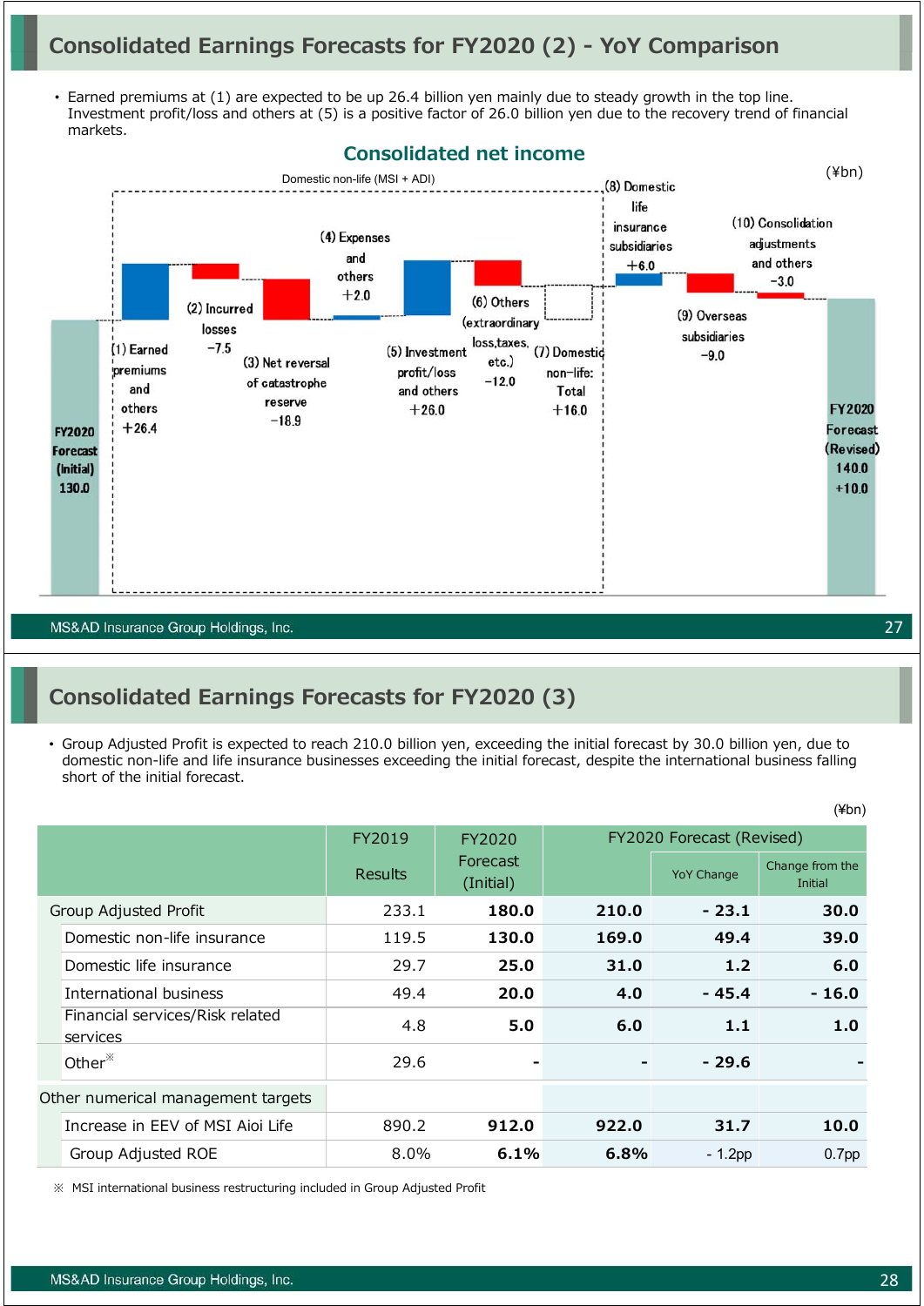# Consolidated Earnings Forecasts for FY2020 (2) - YoY Comparison

- Earned premiums at (1) are expected to be up 26.4 billion yen mainly due to steady growth in the top line. Investment profit/loss and others at (5) is a positive factor of 26.0 billion yen due to the recovery trend of financial markets.

## Consolidated net income

(¥bn)

Domestic non-life (MSI + ADI)

- FY2020 Forecast (Initial) 130.0
- (1) Earned premiums and others +26.4
- (2) Incurred losses −7.5
- (3) Net reversal of catastrophe reserve −18.9
- (4) Expenses and others +2.0
- (5) Investment profit/loss and others +26.0
- (6) Others (extraordinary loss, taxes, etc.) −12.0
- (7) Domestic non-life: Total +16.0
- (8) Domestic life insurance subsidiaries +6.0
- (9) Overseas subsidiaries −9.0
- (10) Consolidation adjustments and others −3.0
- FY2020 Forecast (Revised) 140.0 +10.0

# Consolidated Earnings Forecasts for FY2020 (3)

- Group Adjusted Profit is expected to reach 210.0 billion yen, exceeding the initial forecast by 30.0 billion yen, due to domestic non-life and life insurance businesses exceeding the initial forecast, despite the international business falling short of the initial forecast.

(¥bn)

| | FY2019 Results | FY2020 Forecast (Initial) | FY2020 Forecast (Revised) | | |
|---|---|---|---|---|---|
| | | | | YoY Change | Change from the Initial |
| Group Adjusted Profit | 233.1 | **180.0** | **210.0** | **- 23.1** | **30.0** |
| Domestic non-life insurance | 119.5 | **130.0** | **169.0** | **49.4** | **39.0** |
| Domestic life insurance | 29.7 | **25.0** | **31.0** | **1.2** | **6.0** |
| International business | 49.4 | **20.0** | **4.0** | **- 45.4** | **- 16.0** |
| Financial services/Risk related services | 4.8 | **5.0** | **6.0** | **1.1** | **1.0** |
| Other※ | 29.6 | **-** | **-** | **- 29.6** | **-** |
| Other numerical management targets | | | | | |
| Increase in EEV of MSI Aioi Life | 890.2 | **912.0** | **922.0** | **31.7** | **10.0** |
| Group Adjusted ROE | 8.0% | **6.1%** | **6.8%** | - 1.2pp | 0.7pp |

※ MSI international business restructuring included in Group Adjusted Profit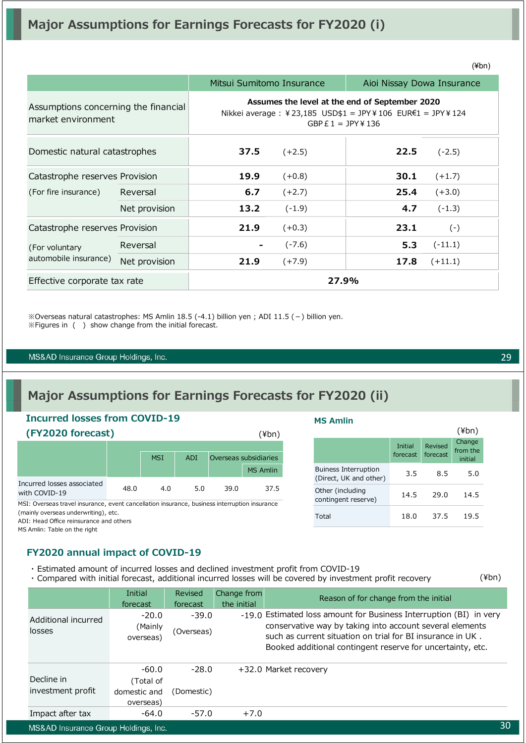# Major Assumptions for Earnings Forecasts for FY2020 (i)

(¥bn)

| | | Mitsui Sumitomo Insurance | | Aioi Nissay Dowa Insurance | |
|---|---|---|---|---|---|
| Assumptions concerning the financial market environment | | **Assumes the level at the end of September 2020** Nikkei average：¥23,185 USD$1 = JPY¥106 EUR€1 = JPY¥124 GBP£1 = JPY¥136 | | | |
| Domestic natural catastrophes | | **37.5** | (+2.5) | **22.5** | (-2.5) |
| Catastrophe reserves (For fire insurance) | Provision | **19.9** | (+0.8) | **30.1** | (+1.7) |
| | Reversal | **6.7** | (+2.7) | **25.4** | (+3.0) |
| | Net provision | **13.2** | (-1.9) | **4.7** | (-1.3) |
| Catastrophe reserves (For voluntary automobile insurance) | Provision | **21.9** | (+0.3) | **23.1** | (-) |
| | Reversal | **-** | (-7.6) | **5.3** | (-11.1) |
| | Net provision | **21.9** | (+7.9) | **17.8** | (+11.1) |
| Effective corporate tax rate | | **27.9%** | | | |

※Overseas natural catastrophes: MS Amlin 18.5 (-4.1) billion yen ; ADI 11.5 (－) billion yen.
※Figures in ( ) show change from the initial forecast.

# Major Assumptions for Earnings Forecasts for FY2020 (ii)

## Incurred losses from COVID-19 (FY2020 forecast)

(¥bn)

| | | MSI | ADI | Overseas subsidiaries | |
|---|---|---|---|---|---|
| | | | | | MS Amlin |
| Incurred losses associated with COVID-19 | 48.0 | 4.0 | 5.0 | 39.0 | 37.5 |

MSI: Overseas travel insurance, event cancellation insurance, business interruption insurance (mainly overseas underwriting), etc.
ADI: Head Office reinsurance and others
MS Amlin: Table on the right

### MS Amlin

(¥bn)

| | Initial forecast | Revised forecast | Change from the initial |
|---|---|---|---|
| Buiness Interruption (Direct, UK and other) | 3.5 | 8.5 | 5.0 |
| Other (including contingent reserve) | 14.5 | 29.0 | 14.5 |
| Total | 18.0 | 37.5 | 19.5 |

## FY2020 annual impact of COVID-19

・Estimated amount of incurred losses and declined investment profit from COVID-19
・Compared with initial forecast, additional incurred losses will be covered by investment profit recovery

(¥bn)

| | Initial forecast | Revised forecast | Change from the initial | Reason of for change from the initial |
|---|---|---|---|---|
| Additional incurred losses | -20.0 (Mainly overseas) | -39.0 (Overseas) | -19.0 | Estimated loss amount for Business Interruption (BI) in very conservative way by taking into account several elements such as current situation on trial for BI insurance in UK . Booked additional contingent reserve for uncertainty, etc. |
| Decline in investment profit | -60.0 (Total of domestic and overseas) | -28.0 (Domestic) | +32.0 | Market recovery |
| Impact after tax | -64.0 | -57.0 | +7.0 | |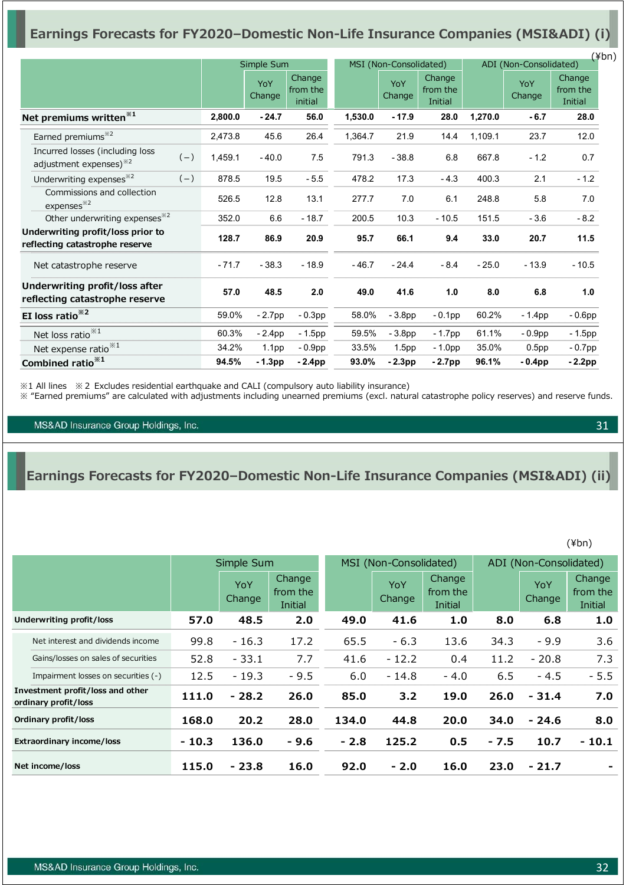## Earnings Forecasts for FY2020–Domestic Non-Life Insurance Companies (MSI&ADI) (i)

(¥bn)

| | Simple Sum | | | MSI (Non-Consolidated) | | | ADI (Non-Consolidated) | | |
|---|---|---|---|---|---|---|---|---|---|
| | | YoY Change | Change from the initial | | YoY Change | Change from the Initial | | YoY Change | Change from the Initial |
| **Net premiums written**※1 | **2,800.0** | **- 24.7** | **56.0** | **1,530.0** | **- 17.9** | **28.0** | **1,270.0** | **- 6.7** | **28.0** |
| Earned premiums※2 | 2,473.8 | 45.6 | 26.4 | 1,364.7 | 21.9 | 14.4 | 1,109.1 | 23.7 | 12.0 |
| Incurred losses (including loss adjustment expenses)※2 (−) | 1,459.1 | - 40.0 | 7.5 | 791.3 | - 38.8 | 6.8 | 667.8 | - 1.2 | 0.7 |
| Underwriting expenses※2 (−) | 878.5 | 19.5 | - 5.5 | 478.2 | 17.3 | - 4.3 | 400.3 | 2.1 | - 1.2 |
| Commissions and collection expenses※2 | 526.5 | 12.8 | 13.1 | 277.7 | 7.0 | 6.1 | 248.8 | 5.8 | 7.0 |
| Other underwriting expenses※2 | 352.0 | 6.6 | - 18.7 | 200.5 | 10.3 | - 10.5 | 151.5 | - 3.6 | - 8.2 |
| **Underwriting profit/loss prior to reflecting catastrophe reserve** | **128.7** | **86.9** | **20.9** | **95.7** | **66.1** | **9.4** | **33.0** | **20.7** | **11.5** |
| Net catastrophe reserve | - 71.7 | - 38.3 | - 18.9 | - 46.7 | - 24.4 | - 8.4 | - 25.0 | - 13.9 | - 10.5 |
| **Underwriting profit/loss after reflecting catastrophe reserve** | **57.0** | **48.5** | **2.0** | **49.0** | **41.6** | **1.0** | **8.0** | **6.8** | **1.0** |
| **EI loss ratio**※2 | 59.0% | - 2.7pp | - 0.3pp | 58.0% | - 3.8pp | - 0.1pp | 60.2% | - 1.4pp | - 0.6pp |
| Net loss ratio※1 | 60.3% | - 2.4pp | - 1.5pp | 59.5% | - 3.8pp | - 1.7pp | 61.1% | - 0.9pp | - 1.5pp |
| Net expense ratio※1 | 34.2% | 1.1pp | - 0.9pp | 33.5% | 1.5pp | - 1.0pp | 35.0% | 0.5pp | - 0.7pp |
| **Combined ratio**※1 | **94.5%** | **- 1.3pp** | **- 2.4pp** | **93.0%** | **- 2.3pp** | **- 2.7pp** | **96.1%** | **- 0.4pp** | **- 2.2pp** |

※1 All lines ※2 Excludes residential earthquake and CALI (compulsory auto liability insurance)
※ "Earned premiums" are calculated with adjustments including unearned premiums (excl. natural catastrophe policy reserves) and reserve funds.

## Earnings Forecasts for FY2020–Domestic Non-Life Insurance Companies (MSI&ADI) (ii)

(¥bn)

| | Simple Sum | | | MSI (Non-Consolidated) | | | ADI (Non-Consolidated) | | |
|---|---|---|---|---|---|---|---|---|---|
| | | YoY Change | Change from the Initial | | YoY Change | Change from the Initial | | YoY Change | Change from the Initial |
| **Underwriting profit/loss** | **57.0** | **48.5** | **2.0** | **49.0** | **41.6** | **1.0** | **8.0** | **6.8** | **1.0** |
| Net interest and dividends income | 99.8 | - 16.3 | 17.2 | 65.5 | - 6.3 | 13.6 | 34.3 | - 9.9 | 3.6 |
| Gains/losses on sales of securities | 52.8 | - 33.1 | 7.7 | 41.6 | - 12.2 | 0.4 | 11.2 | - 20.8 | 7.3 |
| Impairment losses on securities (-) | 12.5 | - 19.3 | - 9.5 | 6.0 | - 14.8 | - 4.0 | 6.5 | - 4.5 | - 5.5 |
| **Investment profit/loss and other ordinary profit/loss** | **111.0** | **- 28.2** | **26.0** | **85.0** | **3.2** | **19.0** | **26.0** | **- 31.4** | **7.0** |
| **Ordinary profit/loss** | **168.0** | **20.2** | **28.0** | **134.0** | **44.8** | **20.0** | **34.0** | **- 24.6** | **8.0** |
| **Extraordinary income/loss** | **- 10.3** | **136.0** | **- 9.6** | **- 2.8** | **125.2** | **0.5** | **- 7.5** | **10.7** | **- 10.1** |
| **Net income/loss** | **115.0** | **- 23.8** | **16.0** | **92.0** | **- 2.0** | **16.0** | **23.0** | **- 21.7** | **-** |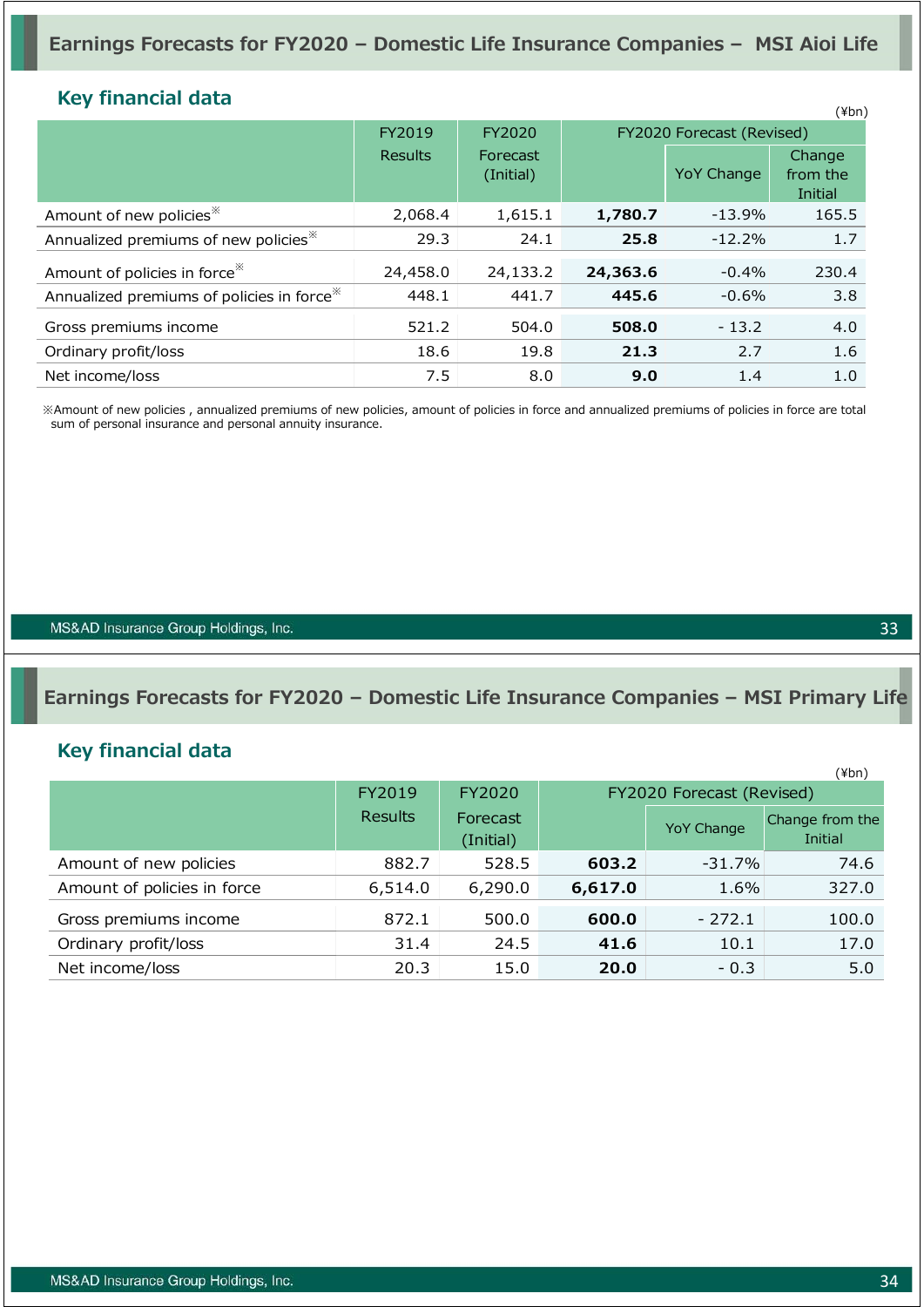# Earnings Forecasts for FY2020 – Domestic Life Insurance Companies – MSI Aioi Life

## Key financial data

(¥bn)

| | FY2019 Results | FY2020 Forecast (Initial) | FY2020 Forecast (Revised) | | |
|---|---|---|---|---|---|
| | | | | YoY Change | Change from the Initial |
| Amount of new policies※ | 2,068.4 | 1,615.1 | **1,780.7** | -13.9% | 165.5 |
| Annualized premiums of new policies※ | 29.3 | 24.1 | **25.8** | -12.2% | 1.7 |
| Amount of policies in force※ | 24,458.0 | 24,133.2 | **24,363.6** | -0.4% | 230.4 |
| Annualized premiums of policies in force※ | 448.1 | 441.7 | **445.6** | -0.6% | 3.8 |
| Gross premiums income | 521.2 | 504.0 | **508.0** | - 13.2 | 4.0 |
| Ordinary profit/loss | 18.6 | 19.8 | **21.3** | 2.7 | 1.6 |
| Net income/loss | 7.5 | 8.0 | **9.0** | 1.4 | 1.0 |

※Amount of new policies , annualized premiums of new policies, amount of policies in force and annualized premiums of policies in force are total sum of personal insurance and personal annuity insurance.

# Earnings Forecasts for FY2020 – Domestic Life Insurance Companies – MSI Primary Life

## Key financial data

(¥bn)

| | FY2019 Results | FY2020 Forecast (Initial) | FY2020 Forecast (Revised) | | |
|---|---|---|---|---|---|
| | | | | YoY Change | Change from the Initial |
| Amount of new policies | 882.7 | 528.5 | **603.2** | -31.7% | 74.6 |
| Amount of policies in force | 6,514.0 | 6,290.0 | **6,617.0** | 1.6% | 327.0 |
| Gross premiums income | 872.1 | 500.0 | **600.0** | - 272.1 | 100.0 |
| Ordinary profit/loss | 31.4 | 24.5 | **41.6** | 10.1 | 17.0 |
| Net income/loss | 20.3 | 15.0 | **20.0** | - 0.3 | 5.0 |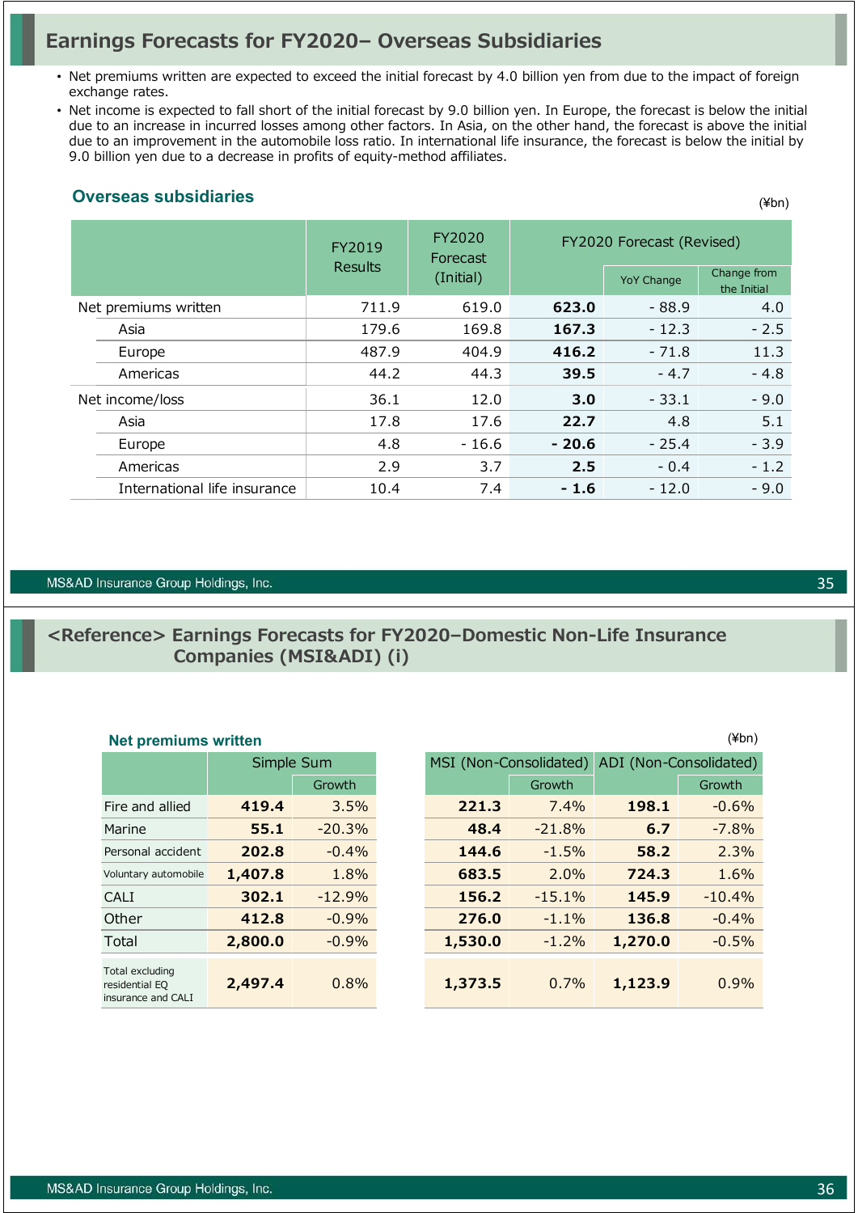# Earnings Forecasts for FY2020– Overseas Subsidiaries

- Net premiums written are expected to exceed the initial forecast by 4.0 billion yen from due to the impact of foreign exchange rates.
- Net income is expected to fall short of the initial forecast by 9.0 billion yen. In Europe, the forecast is below the initial due to an increase in incurred losses among other factors. In Asia, on the other hand, the forecast is above the initial due to an improvement in the automobile loss ratio. In international life insurance, the forecast is below the initial by 9.0 billion yen due to a decrease in profits of equity-method affiliates.

## Overseas subsidiaries

(¥bn)

| | FY2019 Results | FY2020 Forecast (Initial) | FY2020 Forecast (Revised) | | |
|---|---|---|---|---|---|
| | | | | YoY Change | Change from the Initial |
| Net premiums written | 711.9 | 619.0 | **623.0** | - 88.9 | 4.0 |
| Asia | 179.6 | 169.8 | **167.3** | - 12.3 | - 2.5 |
| Europe | 487.9 | 404.9 | **416.2** | - 71.8 | 11.3 |
| Americas | 44.2 | 44.3 | **39.5** | - 4.7 | - 4.8 |
| Net income/loss | 36.1 | 12.0 | **3.0** | - 33.1 | - 9.0 |
| Asia | 17.8 | 17.6 | **22.7** | 4.8 | 5.1 |
| Europe | 4.8 | - 16.6 | **- 20.6** | - 25.4 | - 3.9 |
| Americas | 2.9 | 3.7 | **2.5** | - 0.4 | - 1.2 |
| International life insurance | 10.4 | 7.4 | **- 1.6** | - 12.0 | - 9.0 |

# <Reference> Earnings Forecasts for FY2020–Domestic Non-Life Insurance Companies (MSI&ADI) (i)

## Net premiums written

(¥bn)

| | Simple Sum | | MSI (Non-Consolidated) | | ADI (Non-Consolidated) | |
|---|---|---|---|---|---|---|
| | | Growth | | Growth | | Growth |
| Fire and allied | **419.4** | 3.5% | **221.3** | 7.4% | **198.1** | -0.6% |
| Marine | **55.1** | -20.3% | **48.4** | -21.8% | **6.7** | -7.8% |
| Personal accident | **202.8** | -0.4% | **144.6** | -1.5% | **58.2** | 2.3% |
| Voluntary automobile | **1,407.8** | 1.8% | **683.5** | 2.0% | **724.3** | 1.6% |
| CALI | **302.1** | -12.9% | **156.2** | -15.1% | **145.9** | -10.4% |
| Other | **412.8** | -0.9% | **276.0** | -1.1% | **136.8** | -0.4% |
| Total | **2,800.0** | -0.9% | **1,530.0** | -1.2% | **1,270.0** | -0.5% |
| Total excluding residential EQ insurance and CALI | **2,497.4** | 0.8% | **1,373.5** | 0.7% | **1,123.9** | 0.9% |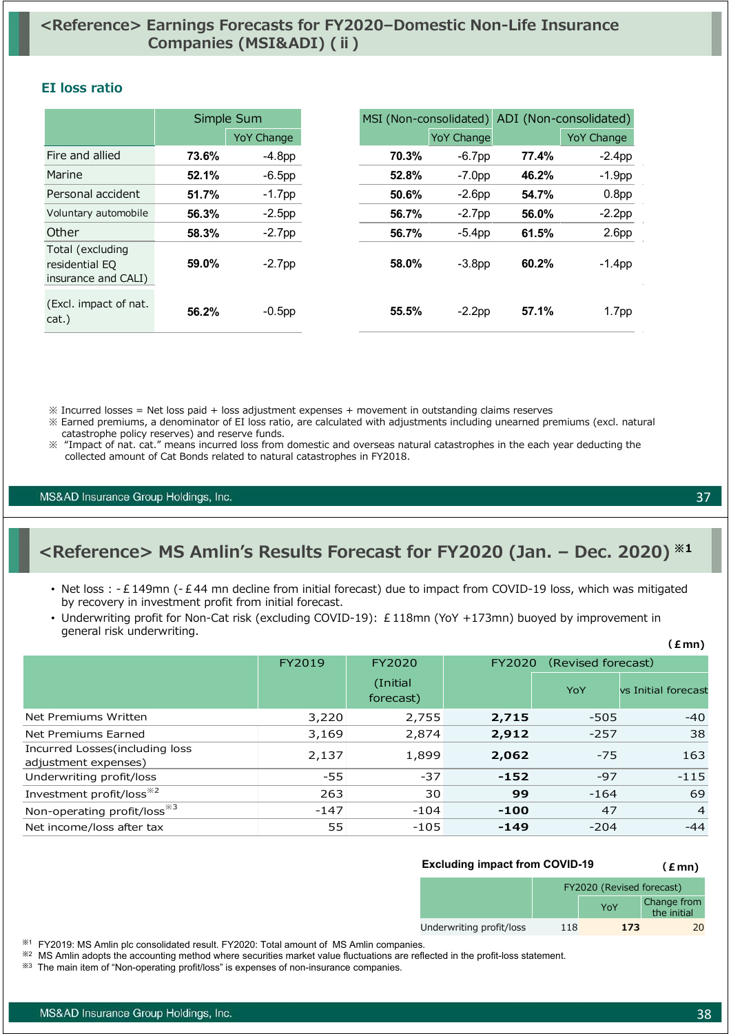# <Reference> Earnings Forecasts for FY2020–Domestic Non-Life Insurance Companies (MSI&ADI) ( ii )

### EI loss ratio

| | Simple Sum | | MSI (Non-consolidated) | | ADI (Non-consolidated) | |
|---|---|---|---|---|---|---|
| | | YoY Change | | YoY Change | | YoY Change |
| Fire and allied | **73.6%** | -4.8pp | **70.3%** | -6.7pp | **77.4%** | -2.4pp |
| Marine | **52.1%** | -6.5pp | **52.8%** | -7.0pp | **46.2%** | -1.9pp |
| Personal accident | **51.7%** | -1.7pp | **50.6%** | -2.6pp | **54.7%** | 0.8pp |
| Voluntary automobile | **56.3%** | -2.5pp | **56.7%** | -2.7pp | **56.0%** | -2.2pp |
| Other | **58.3%** | -2.7pp | **56.7%** | -5.4pp | **61.5%** | 2.6pp |
| Total (excluding residential EQ insurance and CALI) | **59.0%** | -2.7pp | **58.0%** | -3.8pp | **60.2%** | -1.4pp |
| (Excl. impact of nat. cat.) | **56.2%** | -0.5pp | **55.5%** | -2.2pp | **57.1%** | 1.7pp |

※ Incurred losses = Net loss paid + loss adjustment expenses + movement in outstanding claims reserves

※ Earned premiums, a denominator of EI loss ratio, are calculated with adjustments including unearned premiums (excl. natural catastrophe policy reserves) and reserve funds.

※ "Impact of nat. cat." means incurred loss from domestic and overseas natural catastrophes in the each year deducting the collected amount of Cat Bonds related to natural catastrophes in FY2018.

# <Reference> MS Amlin's Results Forecast for FY2020 (Jan. – Dec. 2020) ※1

- Net loss : -£149mn (-£44 mn decline from initial forecast) due to impact from COVID-19 loss, which was mitigated by recovery in investment profit from initial forecast.
- Underwriting profit for Non-Cat risk (excluding COVID-19): £118mn (YoY +173mn) buoyed by improvement in general risk underwriting.

(£mn)

| | FY2019 | FY2020 (Initial forecast) | FY2020 (Revised forecast) | YoY | vs Initial forecast |
|---|---|---|---|---|---|
| Net Premiums Written | 3,220 | 2,755 | **2,715** | -505 | -40 |
| Net Premiums Earned | 3,169 | 2,874 | **2,912** | -257 | 38 |
| Incurred Losses(including loss adjustment expenses) | 2,137 | 1,899 | **2,062** | -75 | 163 |
| Underwriting profit/loss | -55 | -37 | **-152** | -97 | -115 |
| Investment profit/loss※2 | 263 | 30 | **99** | -164 | 69 |
| Non-operating profit/loss※3 | -147 | -104 | **-100** | 47 | 4 |
| Net income/loss after tax | 55 | -105 | **-149** | -204 | -44 |

**Excluding impact from COVID-19** (£mn)

| | FY2020 (Revised forecast) | YoY | Change from the initial |
|---|---|---|---|
| Underwriting profit/loss | 118 | **173** | 20 |

※1 FY2019: MS Amlin plc consolidated result. FY2020: Total amount of MS Amlin companies.

※2 MS Amlin adopts the accounting method where securities market value fluctuations are reflected in the profit-loss statement.

※3 The main item of "Non-operating profit/loss" is expenses of non-insurance companies.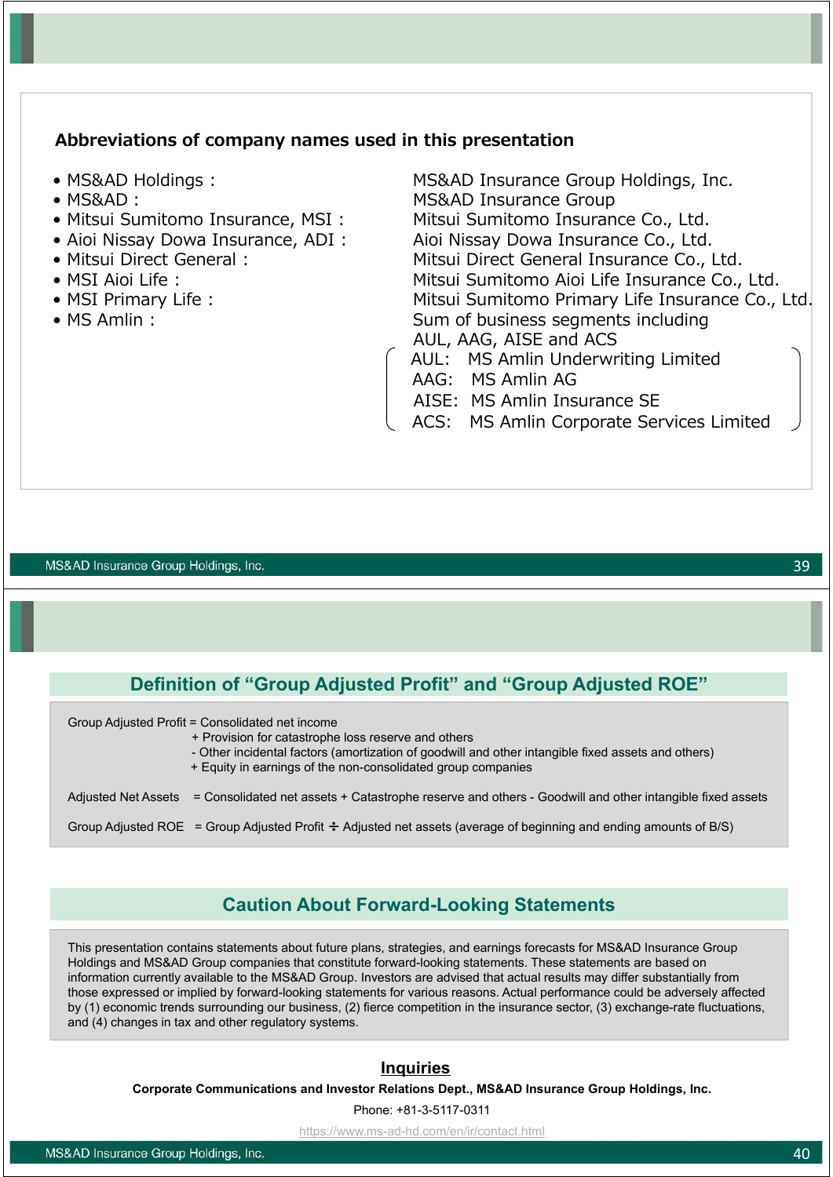**Abbreviations of company names used in this presentation**

- MS&AD Holdings : MS&AD Insurance Group Holdings, Inc.
- MS&AD : MS&AD Insurance Group
- Mitsui Sumitomo Insurance, MSI : Mitsui Sumitomo Insurance Co., Ltd.
- Aioi Nissay Dowa Insurance, ADI : Aioi Nissay Dowa Insurance Co., Ltd.
- Mitsui Direct General : Mitsui Direct General Insurance Co., Ltd.
- MSI Aioi Life : Mitsui Sumitomo Aioi Life Insurance Co., Ltd.
- MSI Primary Life : Mitsui Sumitomo Primary Life Insurance Co., Ltd.
- MS Amlin : Sum of business segments including AUL, AAG, AISE and ACS
  - AUL: MS Amlin Underwriting Limited
  - AAG: MS Amlin AG
  - AISE: MS Amlin Insurance SE
  - ACS: MS Amlin Corporate Services Limited

## Definition of “Group Adjusted Profit” and “Group Adjusted ROE”

Group Adjusted Profit = Consolidated net income
+ Provision for catastrophe loss reserve and others
- Other incidental factors (amortization of goodwill and other intangible fixed assets and others)
+ Equity in earnings of the non-consolidated group companies

Adjusted Net Assets = Consolidated net assets + Catastrophe reserve and others - Goodwill and other intangible fixed assets

Group Adjusted ROE = Group Adjusted Profit ÷ Adjusted net assets (average of beginning and ending amounts of B/S)

## Caution About Forward-Looking Statements

This presentation contains statements about future plans, strategies, and earnings forecasts for MS&AD Insurance Group Holdings and MS&AD Group companies that constitute forward-looking statements. These statements are based on information currently available to the MS&AD Group. Investors are advised that actual results may differ substantially from those expressed or implied by forward-looking statements for various reasons. Actual performance could be adversely affected by (1) economic trends surrounding our business, (2) fierce competition in the insurance sector, (3) exchange-rate fluctuations, and (4) changes in tax and other regulatory systems.

**Inquiries**

**Corporate Communications and Investor Relations Dept., MS&AD Insurance Group Holdings, Inc.**

Phone: +81-3-5117-0311

https://www.ms-ad-hd.com/en/ir/contact.html